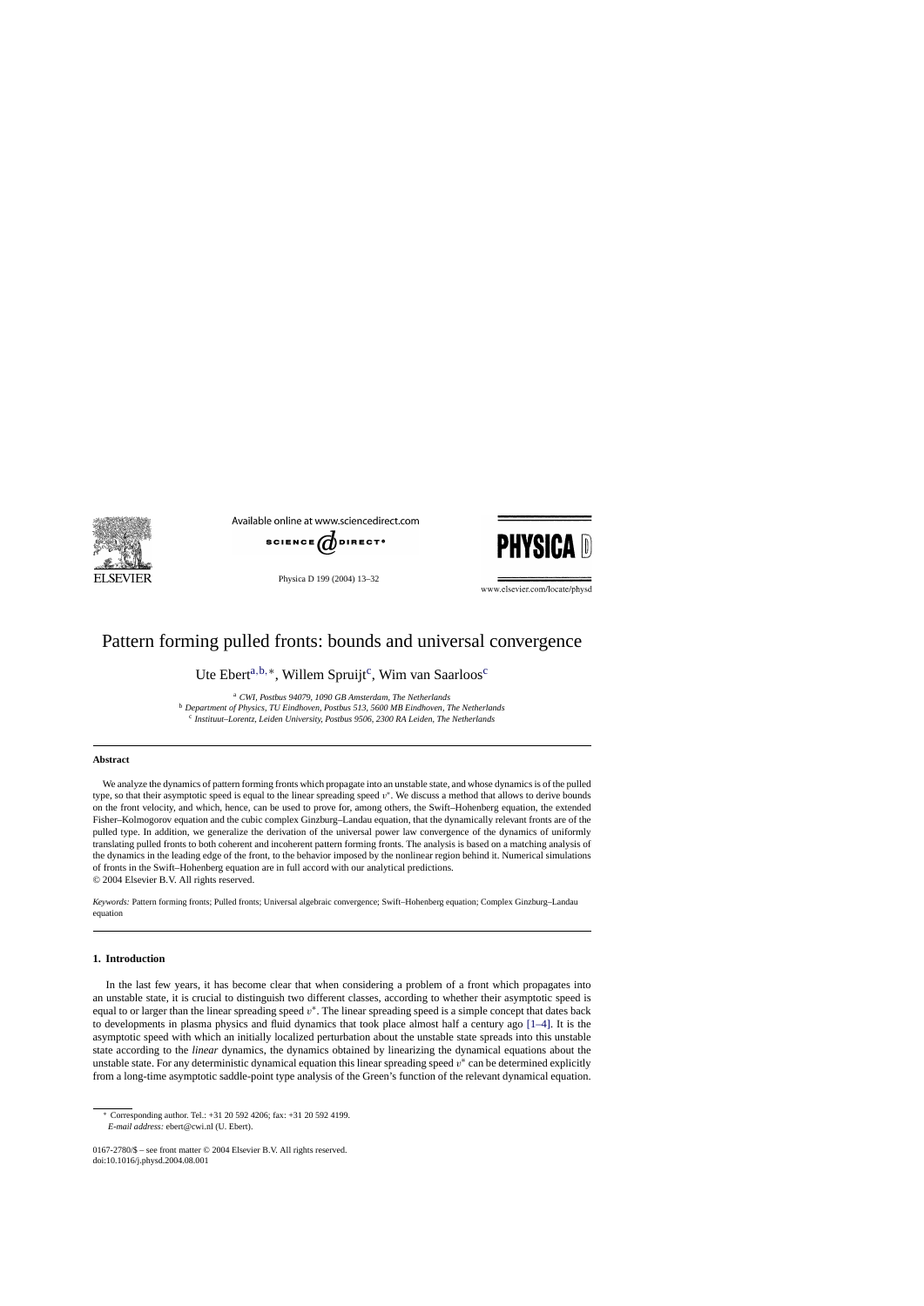# Pattern forming pulled fronts: bounds and universal convergence

Ute Ebert[a,b,*], Willem Spruijt[c], Wim van Saarloos[c]

[a] *CWI, Postbus 94079, 1090 GB Amsterdam, The Netherlands*
[b] *Department of Physics, TU Eindhoven, Postbus 513, 5600 MB Eindhoven, The Netherlands*
[c] *Instituut–Lorentz, Leiden University, Postbus 9506, 2300 RA Leiden, The Netherlands*

---

**Abstract**

We analyze the dynamics of pattern forming fronts which propagate into an unstable state, and whose dynamics is of the pulled type, so that their asymptotic speed is equal to the linear spreading speed $v^*$. We discuss a method that allows to derive bounds on the front velocity, and which, hence, can be used to prove for, among others, the Swift–Hohenberg equation, the extended Fisher–Kolmogorov equation and the cubic complex Ginzburg–Landau equation, that the dynamically relevant fronts are of the pulled type. In addition, we generalize the derivation of the universal power law convergence of the dynamics of uniformly translating pulled fronts to both coherent and incoherent pattern forming fronts. The analysis is based on a matching analysis of the dynamics in the leading edge of the front, to the behavior imposed by the nonlinear region behind it. Numerical simulations of fronts in the Swift–Hohenberg equation are in full accord with our analytical predictions.
© 2004 Elsevier B.V. All rights reserved.

*Keywords:* Pattern forming fronts; Pulled fronts; Universal algebraic convergence; Swift–Hohenberg equation; Complex Ginzburg–Landau equation

---

## 1. Introduction

In the last few years, it has become clear that when considering a problem of a front which propagates into an unstable state, it is crucial to distinguish two different classes, according to whether their asymptotic speed is equal to or larger than the linear spreading speed $v^*$. The linear spreading speed is a simple concept that dates back to developments in plasma physics and fluid dynamics that took place almost half a century ago [1–4]. It is the asymptotic speed with which an initially localized perturbation about the unstable state spreads into this unstable state according to the *linear* dynamics, the dynamics obtained by linearizing the dynamical equations about the unstable state. For any deterministic dynamical equation this linear spreading speed $v^*$ can be determined explicitly from a long-time asymptotic saddle-point type analysis of the Green's function of the relevant dynamical equation.

---

* Corresponding author. Tel.: +31 20 592 4206; fax: +31 20 592 4199.
*E-mail address:* ebert@cwi.nl (U. Ebert).

0167-2780/$ – see front matter © 2004 Elsevier B.V. All rights reserved.
doi:10.1016/j.physd.2004.08.001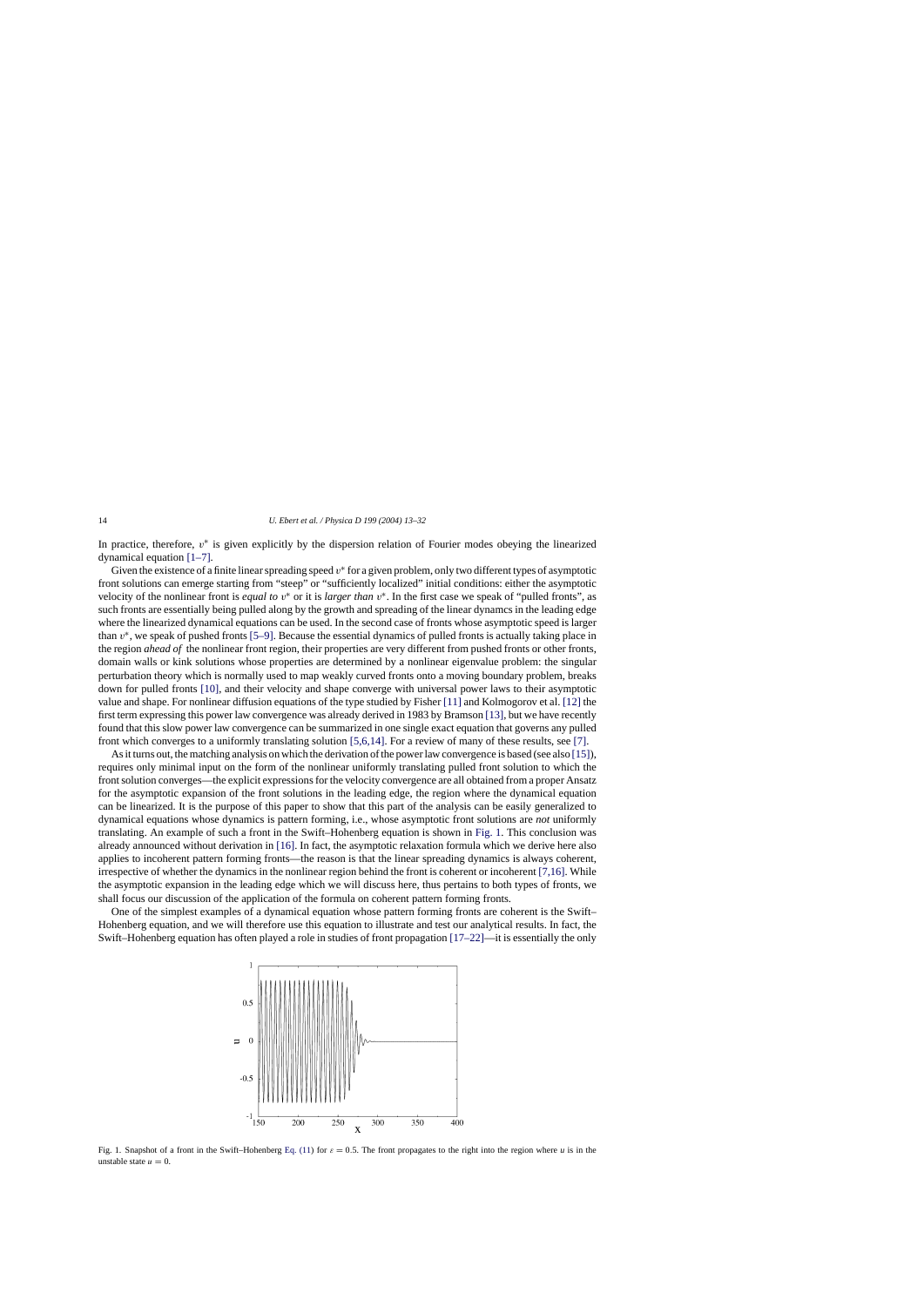In practice, therefore, $v^*$ is given explicitly by the dispersion relation of Fourier modes obeying the linearized dynamical equation [1–7].

Given the existence of a finite linear spreading speed $v^*$ for a given problem, only two different types of asymptotic front solutions can emerge starting from "steep" or "sufficiently localized" initial conditions: either the asymptotic velocity of the nonlinear front is *equal to* $v^*$ or it is *larger than* $v^*$. In the first case we speak of "pulled fronts", as such fronts are essentially being pulled along by the growth and spreading of the linear dynamcs in the leading edge where the linearized dynamical equations can be used. In the second case of fronts whose asymptotic speed is larger than $v^*$, we speak of pushed fronts [5–9]. Because the essential dynamics of pulled fronts is actually taking place in the region *ahead of* the nonlinear front region, their properties are very different from pushed fronts or other fronts, domain walls or kink solutions whose properties are determined by a nonlinear eigenvalue problem: the singular perturbation theory which is normally used to map weakly curved fronts onto a moving boundary problem, breaks down for pulled fronts [10], and their velocity and shape converge with universal power laws to their asymptotic value and shape. For nonlinear diffusion equations of the type studied by Fisher [11] and Kolmogorov et al. [12] the first term expressing this power law convergence was already derived in 1983 by Bramson [13], but we have recently found that this slow power law convergence can be summarized in one single exact equation that governs any pulled front which converges to a uniformly translating solution [5,6,14]. For a review of many of these results, see [7].

As it turns out, the matching analysis on which the derivation of the power law convergence is based (see also [15]), requires only minimal input on the form of the nonlinear uniformly translating pulled front solution to which the front solution converges—the explicit expressions for the velocity convergence are all obtained from a proper Ansatz for the asymptotic expansion of the front solutions in the leading edge, the region where the dynamical equation can be linearized. It is the purpose of this paper to show that this part of the analysis can be easily generalized to dynamical equations whose dynamics is pattern forming, i.e., whose asymptotic front solutions are *not* uniformly translating. An example of such a front in the Swift–Hohenberg equation is shown in Fig. 1. This conclusion was already announced without derivation in [16]. In fact, the asymptotic relaxation formula which we derive here also applies to incoherent pattern forming fronts—the reason is that the linear spreading dynamics is always coherent, irrespective of whether the dynamics in the nonlinear region behind the front is coherent or incoherent [7,16]. While the asymptotic expansion in the leading edge which we will discuss here, thus pertains to both types of fronts, we shall focus our discussion of the application of the formula on coherent pattern forming fronts.

One of the simplest examples of a dynamical equation whose pattern forming fronts are coherent is the Swift–Hohenberg equation, and we will therefore use this equation to illustrate and test our analytical results. In fact, the Swift–Hohenberg equation has often played a role in studies of front propagation [17–22]—it is essentially the only

Fig. 1. Snapshot of a front in the Swift–Hohenberg Eq. (11) for $\varepsilon = 0.5$. The front propagates to the right into the region where $u$ is in the unstable state $u = 0$.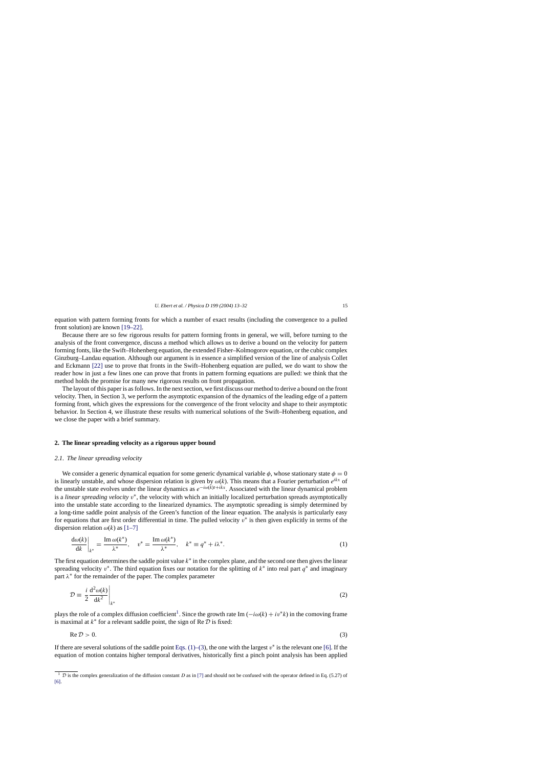equation with pattern forming fronts for which a number of exact results (including the convergence to a pulled front solution) are known [19–22].

Because there are so few rigorous results for pattern forming fronts in general, we will, before turning to the analysis of the front convergence, discuss a method which allows us to derive a bound on the velocity for pattern forming fonts, like the Swift–Hohenberg equation, the extended Fisher–Kolmogorov equation, or the cubic complex Ginzburg–Landau equation. Although our argument is in essence a simplified version of the line of analysis Collet and Eckmann [22] use to prove that fronts in the Swift–Hohenberg equation are pulled, we do want to show the reader how in just a few lines one can prove that fronts in pattern forming equations are pulled: we think that the method holds the promise for many new rigorous results on front propagation.

The layout of this paper is as follows. In the next section, we first discuss our method to derive a bound on the front velocity. Then, in Section 3, we perform the asymptotic expansion of the dynamics of the leading edge of a pattern forming front, which gives the expressions for the convergence of the front velocity and shape to their asymptotic behavior. In Section 4, we illustrate these results with numerical solutions of the Swift–Hohenberg equation, and we close the paper with a brief summary.

## 2. The linear spreading velocity as a rigorous upper bound

### 2.1. The linear spreading velocity

We consider a generic dynamical equation for some generic dynamical variable $\phi$, whose stationary state $\phi = 0$ is linearly unstable, and whose dispersion relation is given by $\omega(k)$. This means that a Fourier perturbation $e^{ikx}$ of the unstable state evolves under the linear dynamics as $e^{-i\omega(k)t+ikx}$. Associated with the linear dynamical problem is a *linear spreading velocity* $v^*$, the velocity with which an initially localized perturbation spreads asymptotically into the unstable state according to the linearized dynamics. The asymptotic spreading is simply determined by a long-time saddle point analysis of the Green's function of the linear equation. The analysis is particularly easy for equations that are first order differential in time. The pulled velocity $v^*$ is then given explicitly in terms of the dispersion relation $\omega(k)$ as [1–7]

$$\left.\frac{\mathrm{d}\omega(k)}{\mathrm{d}k}\right|_{k^*} = \frac{\mathrm{Im}\,\omega(k^*)}{\lambda^*}, \quad v^* = \frac{\mathrm{Im}\,\omega(k^*)}{\lambda^*}, \quad k^* \equiv q^* + i\lambda^*. \tag{1}$$

The first equation determines the saddle point value $k^*$ in the complex plane, and the second one then gives the linear spreading velocity $v^*$. The third equation fixes our notation for the splitting of $k^*$ into real part $q^*$ and imaginary part $\lambda^*$ for the remainder of the paper. The complex parameter

$$\mathcal{D} \equiv \left.\frac{i}{2}\,\frac{\mathrm{d}^2\omega(k)}{\mathrm{d}k^2}\right|_{k^*} \tag{2}$$

plays the role of a complex diffusion coefficient[1]. Since the growth rate $\mathrm{Im}\,(-i\omega(k) + iv^*k)$ in the comoving frame is maximal at $k^*$ for a relevant saddle point, the sign of $\mathrm{Re}\,\mathcal{D}$ is fixed:

$$\mathrm{Re}\,\mathcal{D} > 0. \tag{3}$$

If there are several solutions of the saddle point Eqs. (1)–(3), the one with the largest $v^*$ is the relevant one [6]. If the equation of motion contains higher temporal derivatives, historically first a pinch point analysis has been applied

[1] $\mathcal{D}$ is the complex generalization of the diffusion constant $D$ as in [7] and should not be confused with the operator defined in Eq. (5.27) of [6].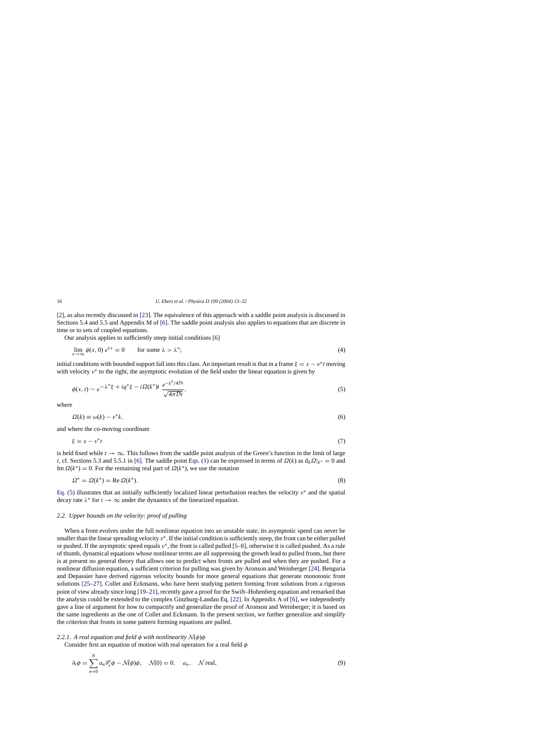[2], as also recently discussed in [23]. The equivalence of this approach with a saddle point analysis is discussed in Sections 5.4 and 5.5 and Appendix M of [6]. The saddle point analysis also applies to equations that are discrete in time or to sets of coupled equations.

Our analysis applies to sufficiently steep initial conditions [6]

$$\lim_{x\to\infty} \phi(x,0)\, e^{\lambda x} = 0 \qquad \text{for some } \lambda > \lambda^*; \tag{4}$$

initial conditions with bounded support fall into this class. An important result is that in a frame $\xi = x - v^* t$ moving with velocity $v^*$ to the right, the asymptotic evolution of the field under the linear equation is given by

$$\phi(x,t) \sim e^{-\lambda^*\xi + iq^*\xi - i\Omega(k^*)t}\ \frac{e^{-\xi^2/4\mathcal{D}t}}{\sqrt{4\pi\mathcal{D}t}}, \tag{5}$$

where

$$\Omega(k) \equiv \omega(k) - v^* k, \tag{6}$$

and where the co-moving coordinate

$$\xi = x - v^* t \tag{7}$$

is held fixed while $t \to \infty$. This follows from the saddle point analysis of the Green's function in the limit of large $t$, cf. Sections 5.3 and 5.5.1 in [6]. The saddle point Eqs. (1) can be expressed in terms of $\Omega(k)$ as $\mathrm{d}_k\Omega|_{k^*} = 0$ and $\mathrm{Im}\,\Omega(k^*) = 0$. For the remaining real part of $\Omega(k^*)$, we use the notation

$$\Omega^* = \Omega(k^*) = \mathrm{Re}\,\Omega(k^*). \tag{8}$$

Eq. (5) illustrates that an initially sufficiently localized linear perturbation reaches the velocity $v^*$ and the spatial decay rate $\lambda^*$ for $t \to \infty$ under the dynamics of the linearized equation.

### 2.2. Upper bounds on the velocity: proof of pulling

When a front evolves under the full nonlinear equation into an unstable state, its asymptotic speed can never be smaller than the linear spreading velocity $v^*$. If the initial condition is sufficiently steep, the front can be either pulled or pushed. If the asymptotic speed equals $v^*$, the front is called pulled [5–8], otherwise it is called pushed. As a rule of thumb, dynamical equations whose nonlinear terms are all suppressing the growth lead to pulled fronts, but there is at present no general theory that allows one to predict when fronts are pulled and when they are pushed. For a nonlinear diffusion equation, a sufficient criterion for pulling was given by Aronson and Weinberger [24]. Benguria and Depassier have derived rigorous velocity bounds for more general equations that generate monotonic front solutions [25–27]. Collet and Eckmann, who have been studying pattern forming front solutions from a rigorous point of view already since long [19–21], recently gave a proof for the Swift–Hohenberg equation and remarked that the analysis could be extended to the complex Ginzburg-Landau Eq. [22]. In Appendix A of [6], we independently gave a line of argument for how to compactify and generalize the proof of Aronson and Weinberger; it is based on the same ingredients as the one of Collet and Eckmann. In the present section, we further generalize and simplify the criterion that fronts in some pattern forming equations are pulled.

#### 2.2.1. A real equation and field $\phi$ with nonlinearity $\mathcal{N}(\phi)\phi$

Consider first an equation of motion with real operators for a real field $\phi$

$$\partial_t\phi = \sum_{n=0}^{N} a_n \partial_x^n \phi - \mathcal{N}(\phi)\phi, \quad \mathcal{N}(0) = 0, \quad a_n, \quad \mathcal{N}\ \text{real}, \tag{9}$$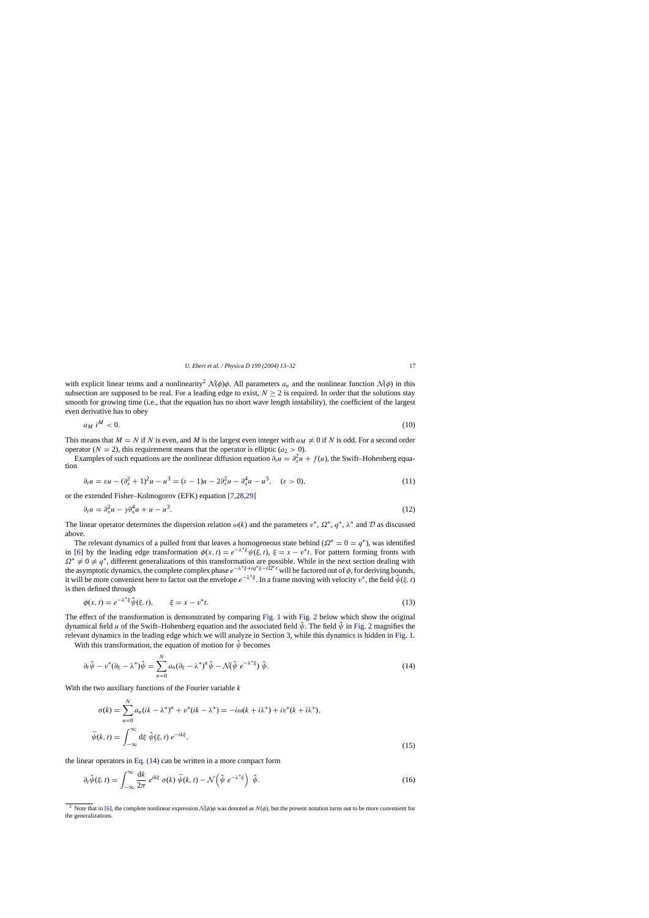with explicit linear terms and a nonlinearity[2] $\mathcal{N}(\phi)\phi$. All parameters $a_n$ and the nonlinear function $\mathcal{N}(\phi)$ in this subsection are supposed to be real. For a leading edge to exist, $N \geq 2$ is required. In order that the solutions stay smooth for growing time (i.e., that the equation has no short wave length instability), the coefficient of the largest even derivative has to obey

$$a_M \; i^M < 0. \tag{10}$$

This means that $M = N$ if $N$ is even, and $M$ is the largest even integer with $a_M \neq 0$ if $N$ is odd. For a second order operator ($N = 2$), this requirement means that the operator is elliptic ($a_2 > 0$).

Examples of such equations are the nonlinear diffusion equation $\partial_t u = \partial_x^2 u + f(u)$, the Swift–Hohenberg equation

$$\partial_t u = \varepsilon u - (\partial_x^2 + 1)^2 u - u^3 = (\varepsilon - 1)u - 2\partial_x^2 u - \partial_x^4 u - u^3, \quad (\varepsilon > 0), \tag{11}$$

or the extended Fisher–Kolmogorov (EFK) equation [7,28,29]

$$\partial_t u = \partial_x^2 u - \gamma \partial_x^4 u + u - u^3. \tag{12}$$

The linear operator determines the dispersion relation $\omega(k)$ and the parameters $v^*$, $\Omega^*$, $q^*$, $\lambda^*$ and $\mathcal{D}$ as discussed above.

The relevant dynamics of a pulled front that leaves a homogeneous state behind ($\Omega^* = 0 = q^*$), was identified in [6] by the leading edge transformation $\phi(x, t) = e^{-\lambda^* \xi} \psi(\xi, t)$, $\xi = x - v^* t$. For pattern forming fronts with $\Omega^* \neq 0 \neq q^*$, different generalizations of this transformation are possible. While in the next section dealing with the asymptotic dynamics, the complete complex phase $e^{-\lambda^* \xi + iq^* \xi - i\Omega^* t}$ will be factored out of $\phi$, for deriving bounds, it will be more convenient here to factor out the envelope $e^{-\lambda^* \xi}$. In a frame moving with velocity $v^*$, the field $\hat{\psi}(\xi, t)$ is then defined through

$$\phi(x, t) = e^{-\lambda^* \xi} \hat{\psi}(\xi, t), \qquad \xi = x - v^* t. \tag{13}$$

The effect of the transformation is demonstrated by comparing Fig. 1 with Fig. 2 below which show the original dynamical field $u$ of the Swift–Hohenberg equation and the associated field $\hat{\psi}$. The field $\hat{\psi}$ in Fig. 2 magnifies the relevant dynamics in the leading edge which we will analyze in Section 3, while this dynamics is hidden in Fig. 1.

With this transformation, the equation of motion for $\hat{\psi}$ becomes

$$\partial_t \hat{\psi} - v^* (\partial_\xi - \lambda^*) \hat{\psi} = \sum_{n=0}^{N} a_n (\partial_\xi - \lambda^*)^n \hat{\psi} - \mathcal{N}(\hat{\psi} \; e^{-\lambda^* \xi}) \; \hat{\psi}. \tag{14}$$

With the two auxiliary functions of the Fourier variable $k$

$$\sigma(k) = \sum_{n=0}^{N} a_n (ik - \lambda^*)^n + v^* (ik - \lambda^*) = -i\omega(k + i\lambda^*) + iv^* (k + i\lambda^*),$$
$$\bar{\psi}(k, t) = \int_{-\infty}^{\infty} \mathrm{d}\xi \; \hat{\psi}(\xi, t) \, e^{-ik\xi}, \tag{15}$$

the linear operators in Eq. (14) can be written in a more compact form

$$\partial_t \hat{\psi}(\xi, t) = \int_{-\infty}^{\infty} \frac{\mathrm{d}k}{2\pi} \; e^{ik\xi} \; \sigma(k) \; \bar{\psi}(k, t) - \mathcal{N}\left(\hat{\psi} \; e^{-\lambda^* \xi}\right) \; \hat{\psi}. \tag{16}$$

[2] Note that in [6], the complete nonlinear expression $\mathcal{N}(\phi)\phi$ was denoted as $N(\phi)$, but the present notation turns out to be more convenient for the generalizations.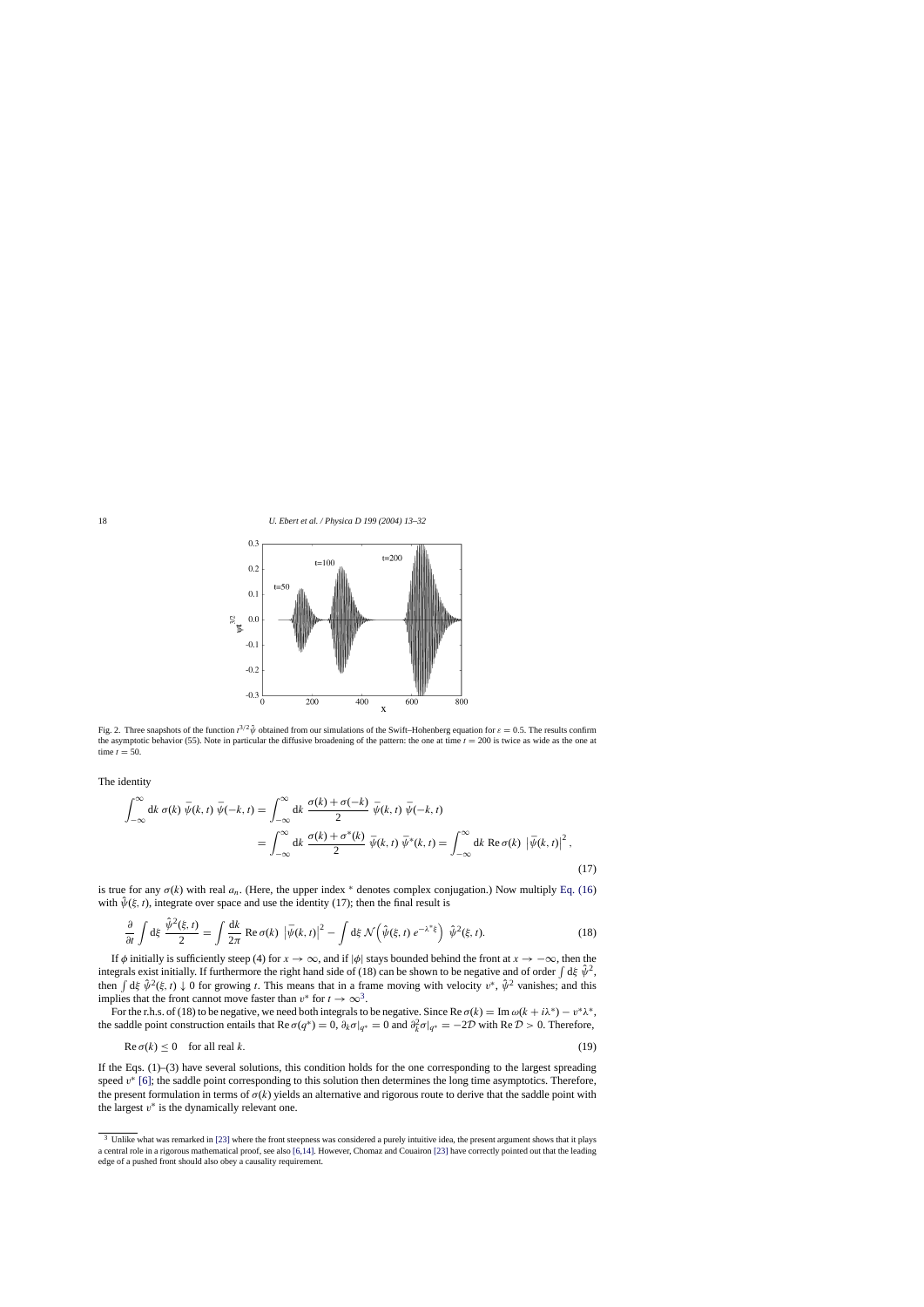Fig. 2. Three snapshots of the function $t^{3/2}\hat{\psi}$ obtained from our simulations of the Swift–Hohenberg equation for $\varepsilon = 0.5$. The results confirm the asymptotic behavior (55). Note in particular the diffusive broadening of the pattern: the one at time $t = 200$ is twice as wide as the one at time $t = 50$.

The identity

$$\int_{-\infty}^{\infty} \mathrm{d}k\ \sigma(k)\ \bar{\psi}(k,t)\ \bar{\psi}(-k,t) = \int_{-\infty}^{\infty} \mathrm{d}k\ \frac{\sigma(k)+\sigma(-k)}{2}\ \bar{\psi}(k,t)\ \bar{\psi}(-k,t)$$
$$= \int_{-\infty}^{\infty} \mathrm{d}k\ \frac{\sigma(k)+\sigma^*(k)}{2}\ \bar{\psi}(k,t)\ \bar{\psi}^*(k,t) = \int_{-\infty}^{\infty} \mathrm{d}k\ \mathrm{Re}\,\sigma(k)\ \left|\bar{\psi}(k,t)\right|^2, \tag{17}$$

is true for any $\sigma(k)$ with real $a_n$. (Here, the upper index $*$ denotes complex conjugation.) Now multiply Eq. (16) with $\hat{\psi}(\xi,t)$, integrate over space and use the identity (17); then the final result is

$$\frac{\partial}{\partial t}\int \mathrm{d}\xi\ \frac{\hat{\psi}^2(\xi,t)}{2} = \int \frac{\mathrm{d}k}{2\pi}\ \mathrm{Re}\,\sigma(k)\ \left|\bar{\psi}(k,t)\right|^2 - \int \mathrm{d}\xi\ \mathcal{N}\left(\hat{\psi}(\xi,t)\ e^{-\lambda^*\xi}\right)\ \hat{\psi}^2(\xi,t). \tag{18}$$

If $\phi$ initially is sufficiently steep (4) for $x \to \infty$, and if $|\phi|$ stays bounded behind the front at $x \to -\infty$, then the integrals exist initially. If furthermore the right hand side of (18) can be shown to be negative and of order $\int \mathrm{d}\xi\ \hat{\psi}^2$, then $\int \mathrm{d}\xi\ \hat{\psi}^2(\xi,t) \downarrow 0$ for growing $t$. This means that in a frame moving with velocity $v^*$, $\hat{\psi}^2$ vanishes; and this implies that the front cannot move faster than $v^*$ for $t \to \infty$[3].

For the r.h.s. of (18) to be negative, we need both integrals to be negative. Since $\mathrm{Re}\,\sigma(k) = \mathrm{Im}\,\omega(k+i\lambda^*) - v^*\lambda^*$, the saddle point construction entails that $\mathrm{Re}\,\sigma(q^*) = 0$, $\partial_k\sigma|_{q^*} = 0$ and $\partial_k^2\sigma|_{q^*} = -2\mathcal{D}$ with $\mathrm{Re}\,\mathcal{D} > 0$. Therefore,

$$\mathrm{Re}\,\sigma(k) \le 0 \quad \text{for all real } k. \tag{19}$$

If the Eqs. (1)–(3) have several solutions, this condition holds for the one corresponding to the largest spreading speed $v^*$ [6]; the saddle point corresponding to this solution then determines the long time asymptotics. Therefore, the present formulation in terms of $\sigma(k)$ yields an alternative and rigorous route to derive that the saddle point with the largest $v^*$ is the dynamically relevant one.

[3] Unlike what was remarked in [23] where the front steepness was considered a purely intuitive idea, the present argument shows that it plays a central role in a rigorous mathematical proof, see also [6,14]. However, Chomaz and Couairon [23] have correctly pointed out that the leading edge of a pushed front should also obey a causality requirement.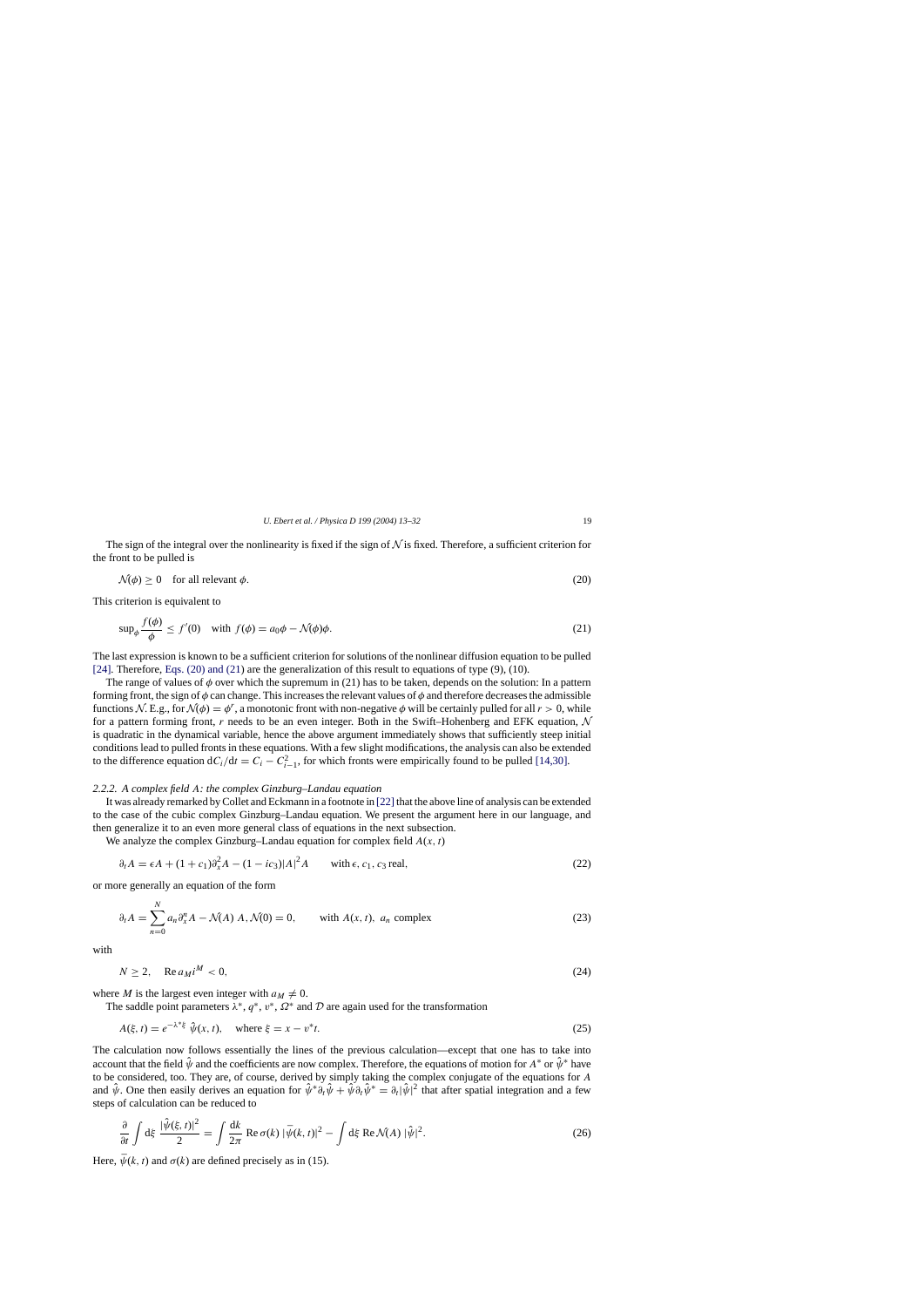The sign of the integral over the nonlinearity is fixed if the sign of $\mathcal{N}$ is fixed. Therefore, a sufficient criterion for the front to be pulled is

$$\mathcal{N}(\phi) \geq 0 \quad \text{for all relevant } \phi. \tag{20}$$

This criterion is equivalent to

$$\sup_\phi \frac{f(\phi)}{\phi} \leq f'(0) \quad \text{with } f(\phi) = a_0\phi - \mathcal{N}(\phi)\phi. \tag{21}$$

The last expression is known to be a sufficient criterion for solutions of the nonlinear diffusion equation to be pulled [24]. Therefore, Eqs. (20) and (21) are the generalization of this result to equations of type (9), (10).

The range of values of $\phi$ over which the supremum in (21) has to be taken, depends on the solution: In a pattern forming front, the sign of $\phi$ can change. This increases the relevant values of $\phi$ and therefore decreases the admissible functions $\mathcal{N}$. E.g., for $\mathcal{N}(\phi) = \phi^r$, a monotonic front with non-negative $\phi$ will be certainly pulled for all $r > 0$, while for a pattern forming front, $r$ needs to be an even integer. Both in the Swift–Hohenberg and EFK equation, $\mathcal{N}$ is quadratic in the dynamical variable, hence the above argument immediately shows that sufficiently steep initial conditions lead to pulled fronts in these equations. With a few slight modifications, the analysis can also be extended to the difference equation $\mathrm{d}C_i/\mathrm{d}t = C_i - C_{i-1}^2$, for which fronts were empirically found to be pulled [14,30].

#### 2.2.2. A complex field A: the complex Ginzburg–Landau equation

It was already remarked by Collet and Eckmann in a footnote in [22] that the above line of analysis can be extended to the case of the cubic complex Ginzburg–Landau equation. We present the argument here in our language, and then generalize it to an even more general class of equations in the next subsection.

We analyze the complex Ginzburg–Landau equation for complex field $A(x, t)$

$$\partial_t A = \epsilon A + (1 + c_1)\partial_x^2 A - (1 - ic_3)|A|^2 A \qquad \text{with } \epsilon, c_1, c_3 \text{ real}, \tag{22}$$

or more generally an equation of the form

$$\partial_t A = \sum_{n=0}^{N} a_n \partial_x^n A - \mathcal{N}(A)\, A, \mathcal{N}(0) = 0, \qquad \text{with } A(x, t),\ a_n \text{ complex} \tag{23}$$

with

$$N \geq 2, \quad \operatorname{Re} a_M i^M < 0, \tag{24}$$

where $M$ is the largest even integer with $a_M \neq 0$.

The saddle point parameters $\lambda^*$, $q^*$, $v^*$, $\Omega^*$ and $\mathcal{D}$ are again used for the transformation

$$A(\xi, t) = e^{-\lambda^*\xi}\ \hat{\psi}(x, t), \quad \text{where } \xi = x - v^* t. \tag{25}$$

The calculation now follows essentially the lines of the previous calculation—except that one has to take into account that the field $\hat{\psi}$ and the coefficients are now complex. Therefore, the equations of motion for $A^*$ or $\hat{\psi}^*$ have to be considered, too. They are, of course, derived by simply taking the complex conjugate of the equations for $A$ and $\hat{\psi}$. One then easily derives an equation for $\hat{\psi}^*\partial_t\hat{\psi} + \hat{\psi}\partial_t\hat{\psi}^* = \partial_t|\hat{\psi}|^2$ that after spatial integration and a few steps of calculation can be reduced to

$$\frac{\partial}{\partial t}\int \mathrm{d}\xi\ \frac{|\hat{\psi}(\xi, t)|^2}{2} = \int \frac{\mathrm{d}k}{2\pi}\ \operatorname{Re}\sigma(k)\ |\bar{\psi}(k, t)|^2 - \int \mathrm{d}\xi\ \operatorname{Re}\mathcal{N}(A)\ |\hat{\psi}|^2. \tag{26}$$

Here, $\bar{\psi}(k, t)$ and $\sigma(k)$ are defined precisely as in (15).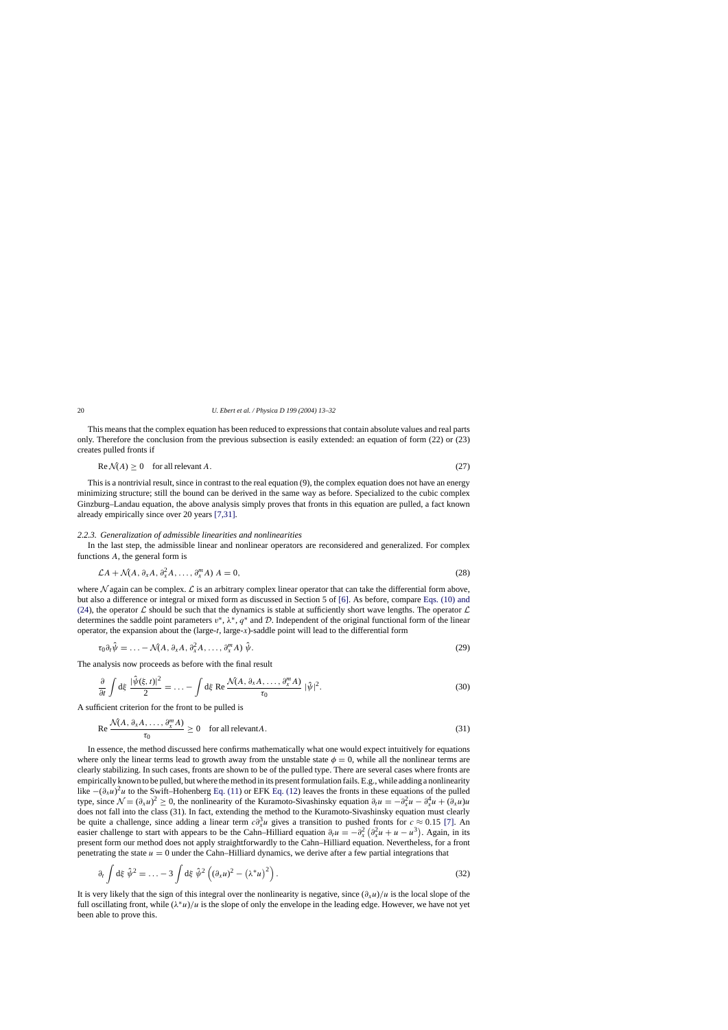This means that the complex equation has been reduced to expressions that contain absolute values and real parts only. Therefore the conclusion from the previous subsection is easily extended: an equation of form (22) or (23) creates pulled fronts if

$$\mathrm{Re}\,\mathcal{N}(A) \geq 0 \quad \text{for all relevant } A. \tag{27}$$

This is a nontrivial result, since in contrast to the real equation (9), the complex equation does not have an energy minimizing structure; still the bound can be derived in the same way as before. Specialized to the cubic complex Ginzburg–Landau equation, the above analysis simply proves that fronts in this equation are pulled, a fact known already empirically since over 20 years [7,31].

#### 2.2.3. Generalization of admissible linearities and nonlinearities

In the last step, the admissible linear and nonlinear operators are reconsidered and generalized. For complex functions $A$, the general form is

$$\mathcal{L}A + \mathcal{N}(A, \partial_x A, \partial_x^2 A, \ldots, \partial_x^m A)\; A = 0, \tag{28}$$

where $\mathcal{N}$ again can be complex. $\mathcal{L}$ is an arbitrary complex linear operator that can take the differential form above, but also a difference or integral or mixed form as discussed in Section 5 of [6]. As before, compare Eqs. (10) and (24), the operator $\mathcal{L}$ should be such that the dynamics is stable at sufficiently short wave lengths. The operator $\mathcal{L}$ determines the saddle point parameters $v^*$, $\lambda^*$, $q^*$ and $\mathcal{D}$. Independent of the original functional form of the linear operator, the expansion about the (large-$t$, large-$x$)-saddle point will lead to the differential form

$$\tau_0 \partial_t \hat{\psi} = \ldots - \mathcal{N}(A, \partial_x A, \partial_x^2 A, \ldots, \partial_x^m A)\; \hat{\psi}. \tag{29}$$

The analysis now proceeds as before with the final result

$$\frac{\partial}{\partial t} \int \mathrm{d}\xi\; \frac{|\hat{\psi}(\xi,t)|^2}{2} = \ldots - \int \mathrm{d}\xi\; \mathrm{Re}\, \frac{\mathcal{N}(A, \partial_x A, \ldots, \partial_x^m A)}{\tau_0}\; |\hat{\psi}|^2. \tag{30}$$

A sufficient criterion for the front to be pulled is

$$\mathrm{Re}\, \frac{\mathcal{N}(A, \partial_x A, \ldots, \partial_x^m A)}{\tau_0} \geq 0 \quad \text{for all relevant} A. \tag{31}$$

In essence, the method discussed here confirms mathematically what one would expect intuitively for equations where only the linear terms lead to growth away from the unstable state $\phi = 0$, while all the nonlinear terms are clearly stabilizing. In such cases, fronts are shown to be of the pulled type. There are several cases where fronts are empirically known to be pulled, but where the method in its present formulation fails. E.g., while adding a nonlinearity like $-(\partial_x u)^2 u$ to the Swift–Hohenberg Eq. (11) or EFK Eq. (12) leaves the fronts in these equations of the pulled type, since $\mathcal{N} = (\partial_x u)^2 \geq 0$, the nonlinearity of the Kuramoto-Sivashinsky equation $\partial_t u = -\partial_x^2 u - \partial_x^4 u + (\partial_x u) u$ does not fall into the class (31). In fact, extending the method to the Kuramoto-Sivashinsky equation must clearly be quite a challenge, since adding a linear term $c\partial_x^3 u$ gives a transition to pushed fronts for $c \approx 0.15$ [7]. An easier challenge to start with appears to be the Cahn–Hilliard equation $\partial_t u = -\partial_x^2 \left(\partial_x^2 u + u - u^3\right)$. Again, in its present form our method does not apply straightforwardly to the Cahn–Hilliard equation. Nevertheless, for a front penetrating the state $u = 0$ under the Cahn–Hilliard dynamics, we derive after a few partial integrations that

$$\partial_t \int \mathrm{d}\xi\; \hat{\psi}^2 = \ldots - 3 \int \mathrm{d}\xi\; \hat{\psi}^2 \left( (\partial_x u)^2 - \left(\lambda^* u\right)^2 \right). \tag{32}$$

It is very likely that the sign of this integral over the nonlinearity is negative, since $(\partial_x u)/u$ is the local slope of the full oscillating front, while $(\lambda^* u)/u$ is the slope of only the envelope in the leading edge. However, we have not yet been able to prove this.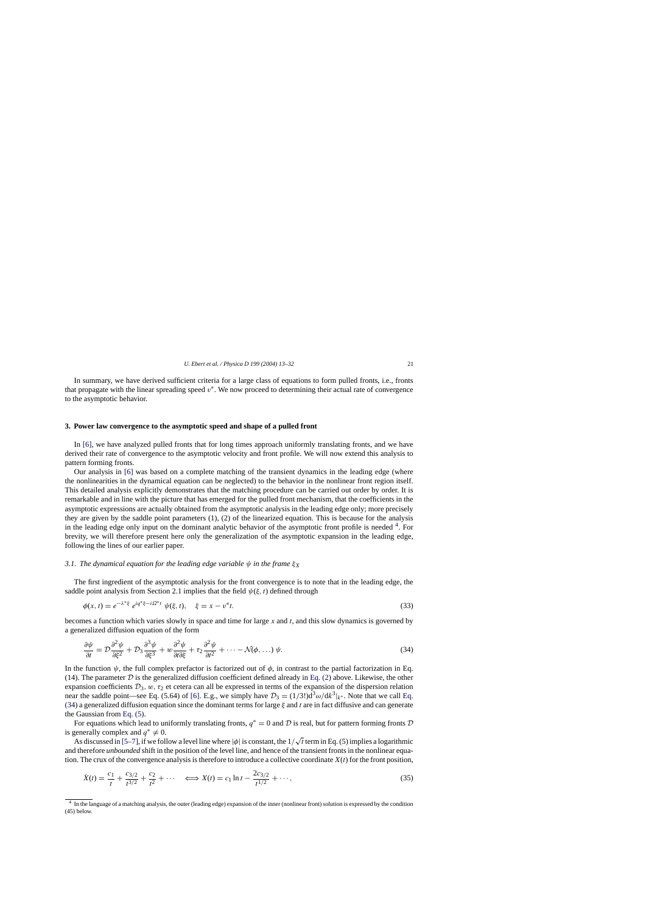In summary, we have derived sufficient criteria for a large class of equations to form pulled fronts, i.e., fronts that propagate with the linear spreading speed $v^*$. We now proceed to determining their actual rate of convergence to the asymptotic behavior.

## 3. Power law convergence to the asymptotic speed and shape of a pulled front

In [6], we have analyzed pulled fronts that for long times approach uniformly translating fronts, and we have derived their rate of convergence to the asymptotic velocity and front profile. We will now extend this analysis to pattern forming fronts.

Our analysis in [6] was based on a complete matching of the transient dynamics in the leading edge (where the nonlinearities in the dynamical equation can be neglected) to the behavior in the nonlinear front region itself. This detailed analysis explicitly demonstrates that the matching procedure can be carried out order by order. It is remarkable and in line with the picture that has emerged for the pulled front mechanism, that the coefficients in the asymptotic expressions are actually obtained from the asymptotic analysis in the leading edge only; more precisely they are given by the saddle point parameters (1), (2) of the linearized equation. This is because for the analysis in the leading edge only input on the dominant analytic behavior of the asymptotic front profile is needed [4]. For brevity, we will therefore present here only the generalization of the asymptotic expansion in the leading edge, following the lines of our earlier paper.

### 3.1. The dynamical equation for the leading edge variable $\psi$ in the frame $\xi_X$

The first ingredient of the asymptotic analysis for the front convergence is to note that in the leading edge, the saddle point analysis from Section 2.1 implies that the field $\psi(\xi, t)$ defined through

$$\phi(x,t) = e^{-\lambda^*\xi}\, e^{iq^*\xi - i\Omega^* t}\, \psi(\xi,t), \quad \xi = x - v^* t. \tag{33}$$

becomes a function which varies slowly in space and time for large $x$ and $t$, and this slow dynamics is governed by a generalized diffusion equation of the form

$$\frac{\partial \psi}{\partial t} = \mathcal{D}\frac{\partial^2 \psi}{\partial \xi^2} + \mathcal{D}_3 \frac{\partial^3 \psi}{\partial \xi^3} + w\frac{\partial^2 \psi}{\partial t \partial \xi} + \tau_2 \frac{\partial^2 \psi}{\partial t^2} + \cdots - \mathcal{N}(\phi, \ldots)\, \psi. \tag{34}$$

In the function $\psi$, the full complex prefactor is factorized out of $\phi$, in contrast to the partial factorization in Eq. (14). The parameter $\mathcal{D}$ is the generalized diffusion coefficient defined already in Eq. (2) above. Likewise, the other expansion coefficients $\mathcal{D}_3$, $w$, $\tau_2$ et cetera can all be expressed in terms of the expansion of the dispersion relation near the saddle point—see Eq. (5.64) of [6]. E.g., we simply have $\mathcal{D}_3 = (1/3!)\mathrm{d}^3\omega/\mathrm{d}k^3|_{k^*}$. Note that we call Eq. (34) a generalized diffusion equation since the dominant terms for large $\xi$ and $t$ are in fact diffusive and can generate the Gaussian from Eq. (5).

For equations which lead to uniformly translating fronts, $q^* = 0$ and $\mathcal{D}$ is real, but for pattern forming fronts $\mathcal{D}$ is generally complex and $q^* \neq 0$.

As discussed in [5–7], if we follow a level line where $|\phi|$ is constant, the $1/\sqrt{t}$ term in Eq. (5) implies a logarithmic and therefore *unbounded* shift in the position of the level line, and hence of the transient fronts in the nonlinear equation. The crux of the convergence analysis is therefore to introduce a collective coordinate $X(t)$ for the front position,

$$\dot{X}(t) = \frac{c_1}{t} + \frac{c_{3/2}}{t^{3/2}} + \frac{c_2}{t^2} + \cdots \quad \Longleftrightarrow X(t) = c_1 \ln t - \frac{2c_{3/2}}{t^{1/2}} + \cdots, \tag{35}$$

[4] In the language of a matching analysis, the outer (leading edge) expansion of the inner (nonlinear front) solution is expressed by the condition (45) below.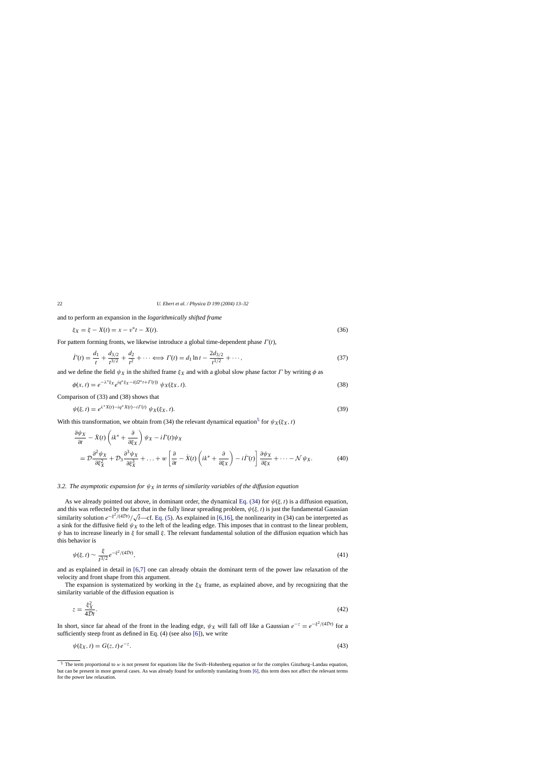and to perform an expansion in the *logarithmically shifted frame*

$$\xi_X = \xi - X(t) = x - v^* t - X(t). \tag{36}$$

For pattern forming fronts, we likewise introduce a global time-dependent phase $\Gamma(t)$,

$$\dot{\Gamma}(t) = \frac{d_1}{t} + \frac{d_{3/2}}{t^{3/2}} + \frac{d_2}{t^2} + \cdots \Longleftrightarrow \Gamma(t) = d_1 \ln t - \frac{2d_{3/2}}{t^{1/2}} + \cdots, \tag{37}$$

and we define the field $\psi_X$ in the shifted frame $\xi_X$ and with a global slow phase factor $\Gamma$ by writing $\phi$ as

$$\phi(x,t) = e^{-\lambda^* \xi_X} e^{iq^* \xi_X - i(\Omega^* t + \Gamma(t))}\, \psi_X(\xi_X, t). \tag{38}$$

Comparison of (33) and (38) shows that

$$\psi(\xi, t) = e^{\lambda^* X(t) - iq^* X(t) - i\Gamma(t)}\, \psi_X(\xi_X, t). \tag{39}$$

With this transformation, we obtain from (34) the relevant dynamical equation[5] for $\psi_X(\xi_X, t)$

$$\begin{aligned}
&\frac{\partial \psi_X}{\partial t} - \dot{X}(t)\left(ik^* + \frac{\partial}{\partial \xi_X}\right)\psi_X - i\dot{\Gamma}(t)\psi_X \\
&\quad = \mathcal{D}\frac{\partial^2 \psi_X}{\partial \xi_X^2} + \mathcal{D}_3 \frac{\partial^3 \psi_X}{\partial \xi_X^3} + \ldots + w\left[\frac{\partial}{\partial t} - \dot{X}(t)\left(ik^* + \frac{\partial}{\partial \xi_X}\right) - i\dot{\Gamma}(t)\right]\frac{\partial \psi_X}{\partial \xi_X} + \cdots - \mathcal{N}\,\psi_X.
\end{aligned} \tag{40}$$

### 3.2. The asymptotic expansion for $\psi_X$ in terms of similarity variables of the diffusion equation

As we already pointed out above, in dominant order, the dynamical Eq. (34) for $\psi(\xi, t)$ is a diffusion equation, and this was reflected by the fact that in the fully linear spreading problem, $\psi(\xi, t)$ is just the fundamental Gaussian similarity solution $e^{-\xi^2/(4\mathcal{D}t)}/\sqrt{t}$—cf. Eq. (5). As explained in [6,16], the nonlinearity in (34) can be interpreted as a sink for the diffusive field $\psi_X$ to the left of the leading edge. This imposes that in contrast to the linear problem, $\psi$ has to increase linearly in $\xi$ for small $\xi$. The relevant fundamental solution of the diffusion equation which has this behavior is

$$\psi(\xi, t) \sim \frac{\xi}{t^{3/2}} e^{-\xi^2/(4\mathcal{D}t)}, \tag{41}$$

and as explained in detail in [6,7] one can already obtain the dominant term of the power law relaxation of the velocity and front shape from this argument.

The expansion is systematized by working in the $\xi_X$ frame, as explained above, and by recognizing that the similarity variable of the diffusion equation is

$$z = \frac{\xi_X^2}{4\mathcal{D}t}. \tag{42}$$

In short, since far ahead of the front in the leading edge, $\psi_X$ will fall off like a Gaussian $e^{-z} = e^{-\xi^2/(4\mathcal{D}t)}$ for a sufficiently steep front as defined in Eq. (4) (see also [6]), we write

$$\psi(\xi_X, t) = G(z, t)\, e^{-z}. \tag{43}$$

---

[5] The term proportional to $w$ is not present for equations like the Swift–Hohenberg equation or for the complex Ginzburg–Landau equation, but can be present in more general cases. As was already found for uniformly translating fronts [6], this term does not affect the relevant terms for the power law relaxation.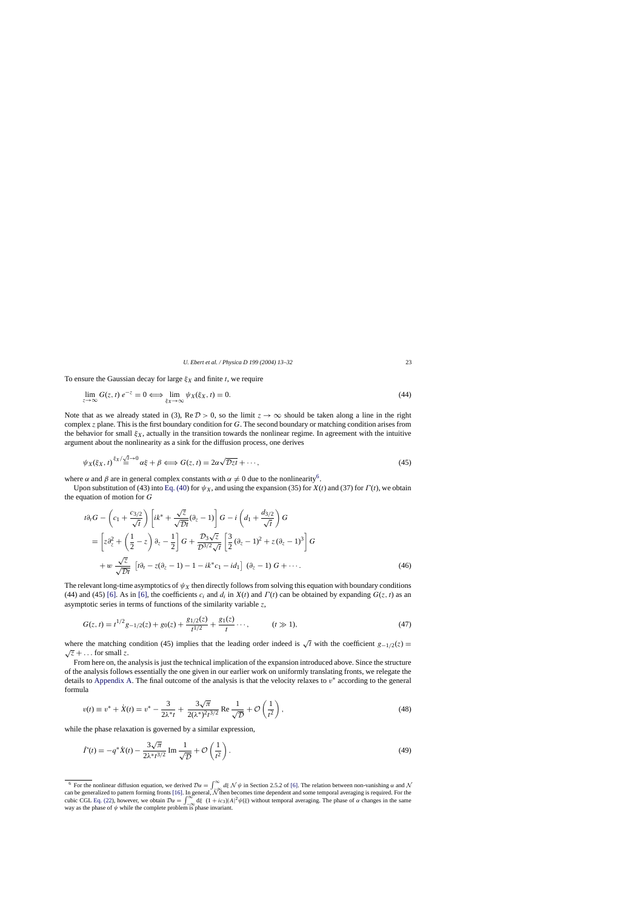To ensure the Gaussian decay for large $\xi_X$ and finite $t$, we require

$$\lim_{z\to\infty} G(z,t)\, e^{-z} = 0 \Longleftrightarrow \lim_{\xi_X\to\infty} \psi_X(\xi_X, t) = 0. \tag{44}$$

Note that as we already stated in (3), $\mathrm{Re}\,\mathcal{D} > 0$, so the limit $z \to \infty$ should be taken along a line in the right complex $z$ plane. This is the first boundary condition for $G$. The second boundary or matching condition arises from the behavior for small $\xi_X$, actually in the transition towards the nonlinear regime. In agreement with the intuitive argument about the nonlinearity as a sink for the diffusion process, one derives

$$\psi_X(\xi_X, t) \overset{\xi_X/\sqrt{t}\to 0}{=} \alpha\xi + \beta \Longleftrightarrow G(z,t) = 2\alpha\sqrt{\mathcal{D}zt} + \cdots, \tag{45}$$

where $\alpha$ and $\beta$ are in general complex constants with $\alpha \neq 0$ due to the nonlinearity[6].

Upon substitution of (43) into Eq. (40) for $\psi_X$, and using the expansion (35) for $X(t)$ and (37) for $\Gamma(t)$, we obtain the equation of motion for $G$

$$\begin{aligned}
&t\partial_t G - \left(c_1 + \frac{c_{3/2}}{\sqrt{t}}\right)\left[ik^* + \frac{\sqrt{z}}{\sqrt{\mathcal{D}t}}(\partial_z - 1)\right] G - i\left(d_1 + \frac{d_{3/2}}{\sqrt{t}}\right) G \\
&= \left[z\partial_z^2 + \left(\frac{1}{2} - z\right)\partial_z - \frac{1}{2}\right] G + \frac{\mathcal{D}_3\sqrt{z}}{\mathcal{D}^{3/2}\sqrt{t}}\left[\frac{3}{2}(\partial_z - 1)^2 + z(\partial_z - 1)^3\right] G \\
&\quad + w\,\frac{\sqrt{z}}{\sqrt{\mathcal{D}t}}\left[t\partial_t - z(\partial_z - 1) - 1 - ik^*c_1 - id_1\right](\partial_z - 1)\, G + \cdots.
\end{aligned} \tag{46}$$

The relevant long-time asymptotics of $\psi_X$ then directly follows from solving this equation with boundary conditions (44) and (45) [6]. As in [6], the coefficients $c_i$ and $d_i$ in $X(t)$ and $\Gamma(t)$ can be obtained by expanding $G(z,t)$ as an asymptotic series in terms of functions of the similarity variable $z$,

$$G(z,t) = t^{1/2} g_{-1/2}(z) + g_0(z) + \frac{g_{1/2}(z)}{t^{1/2}} + \frac{g_1(z)}{t}\cdots, \qquad (t \gg 1), \tag{47}$$

where the matching condition (45) implies that the leading order indeed is $\sqrt{t}$ with the coefficient $g_{-1/2}(z) = \sqrt{z} + \ldots$ for small $z$.

From here on, the analysis is just the technical implication of the expansion introduced above. Since the structure of the analysis follows essentially the one given in our earlier work on uniformly translating fronts, we relegate the details to Appendix A. The final outcome of the analysis is that the velocity relaxes to $v^*$ according to the general formula

$$v(t) \equiv v^* + \dot{X}(t) = v^* - \frac{3}{2\lambda^* t} + \frac{3\sqrt{\pi}}{2(\lambda^*)^2 t^{3/2}}\,\mathrm{Re}\,\frac{1}{\sqrt{\mathcal{D}}} + \mathcal{O}\left(\frac{1}{t^2}\right), \tag{48}$$

while the phase relaxation is governed by a similar expression,

$$\dot{\Gamma}(t) = -q^*\dot{X}(t) - \frac{3\sqrt{\pi}}{2\lambda^* t^{3/2}}\,\mathrm{Im}\,\frac{1}{\sqrt{\mathcal{D}}} + \mathcal{O}\left(\frac{1}{t^2}\right). \tag{49}$$

[6] For the nonlinear diffusion equation, we derived $\mathcal{D}\alpha = \int_{-\infty}^{\infty} d\xi\, \mathcal{N}\psi$ in Section 2.5.2 of [6]. The relation between non-vanishing $\alpha$ and $\mathcal{N}$ can be generalized to pattern forming fronts [16]. In general, $\mathcal{N}$ then becomes time dependent and some temporal averaging is required. For the cubic CGL Eq. (22), however, we obtain $\mathcal{D}\alpha = \int_{-\infty}^{\infty} \mathrm{d}\xi\; (1 + ic_3)|A|^2\psi(\xi)$ without temporal averaging. The phase of $\alpha$ changes in the same way as the phase of $\psi$ while the complete problem is phase invariant.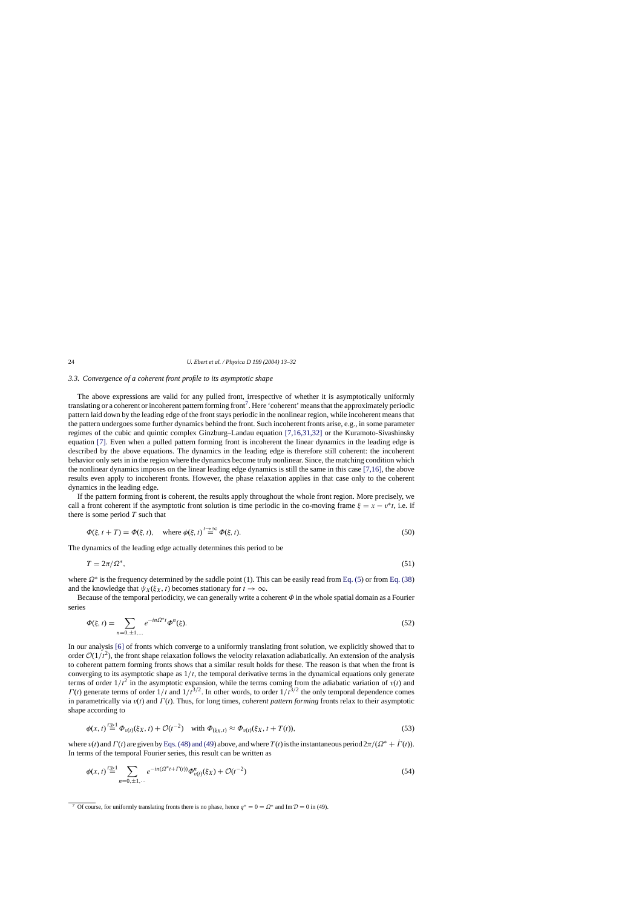### 3.3. Convergence of a coherent front profile to its asymptotic shape

The above expressions are valid for any pulled front, irrespective of whether it is asymptotically uniformly translating or a coherent or incoherent pattern forming front[7]. Here 'coherent' means that the approximately periodic pattern laid down by the leading edge of the front stays periodic in the nonlinear region, while incoherent means that the pattern undergoes some further dynamics behind the front. Such incoherent fronts arise, e.g., in some parameter regimes of the cubic and quintic complex Ginzburg–Landau equation [7,16,31,32] or the Kuramoto-Sivashinsky equation [7]. Even when a pulled pattern forming front is incoherent the linear dynamics in the leading edge is described by the above equations. The dynamics in the leading edge is therefore still coherent: the incoherent behavior only sets in in the region where the dynamics become truly nonlinear. Since, the matching condition which the nonlinear dynamics imposes on the linear leading edge dynamics is still the same in this case [7,16], the above results even apply to incoherent fronts. However, the phase relaxation applies in that case only to the coherent dynamics in the leading edge.

If the pattern forming front is coherent, the results apply throughout the whole front region. More precisely, we call a front coherent if the asymptotic front solution is time periodic in the co-moving frame $\xi = x - v^* t$, i.e. if there is some period $T$ such that

$$\Phi(\xi, t + T) = \Phi(\xi, t), \quad \text{where } \phi(\xi, t) \stackrel{t\to\infty}{=} \Phi(\xi, t). \tag{50}$$

The dynamics of the leading edge actually determines this period to be

$$T = 2\pi/\Omega^*, \tag{51}$$

where $\Omega^*$ is the frequency determined by the saddle point (1). This can be easily read from Eq. (5) or from Eq. (38) and the knowledge that $\psi_X(\xi_X, t)$ becomes stationary for $t \to \infty$.

Because of the temporal periodicity, we can generally write a coherent $\Phi$ in the whole spatial domain as a Fourier series

$$\Phi(\xi, t) = \sum_{n=0,\pm 1,\ldots} e^{-in\Omega^* t} \Phi^n(\xi). \tag{52}$$

In our analysis [6] of fronts which converge to a uniformly translating front solution, we explicitly showed that to order $\mathcal{O}(1/t^2)$, the front shape relaxation follows the velocity relaxation adiabatically. An extension of the analysis to coherent pattern forming fronts shows that a similar result holds for these. The reason is that when the front is converging to its asymptotic shape as $1/t$, the temporal derivative terms in the dynamical equations only generate terms of order $1/t^2$ in the asymptotic expansion, while the terms coming from the adiabatic variation of $v(t)$ and $\Gamma(t)$ generate terms of order $1/t$ and $1/t^{3/2}$. In other words, to order $1/t^{3/2}$ the only temporal dependence comes in parametrically via $v(t)$ and $\Gamma(t)$. Thus, for long times, *coherent pattern forming* fronts relax to their asymptotic shape according to

$$\phi(x, t) \stackrel{t\gg 1}{=} \Phi_{v(t)}(\xi_X, t) + \mathcal{O}(t^{-2}) \quad \text{with } \Phi_{(\xi_X, t)} \approx \Phi_{v(t)}(\xi_X, t + T(t)), \tag{53}$$

where $v(t)$ and $\Gamma(t)$ are given by Eqs. (48) and (49) above, and where $T(t)$ is the instantaneous period $2\pi/(\Omega^* + \dot{\Gamma}(t))$. In terms of the temporal Fourier series, this result can be written as

$$\phi(x, t) \stackrel{t\gg 1}{=} \sum_{n=0,\pm 1,\cdots} e^{-in(\Omega^* t + \Gamma(t))} \Phi^n_{v(t)}(\xi_X) + \mathcal{O}(t^{-2}) \tag{54}$$

[7] Of course, for uniformly translating fronts there is no phase, hence $q^* = 0 = \Omega^*$ and $\text{Im}\, \mathcal{D} = 0$ in (49).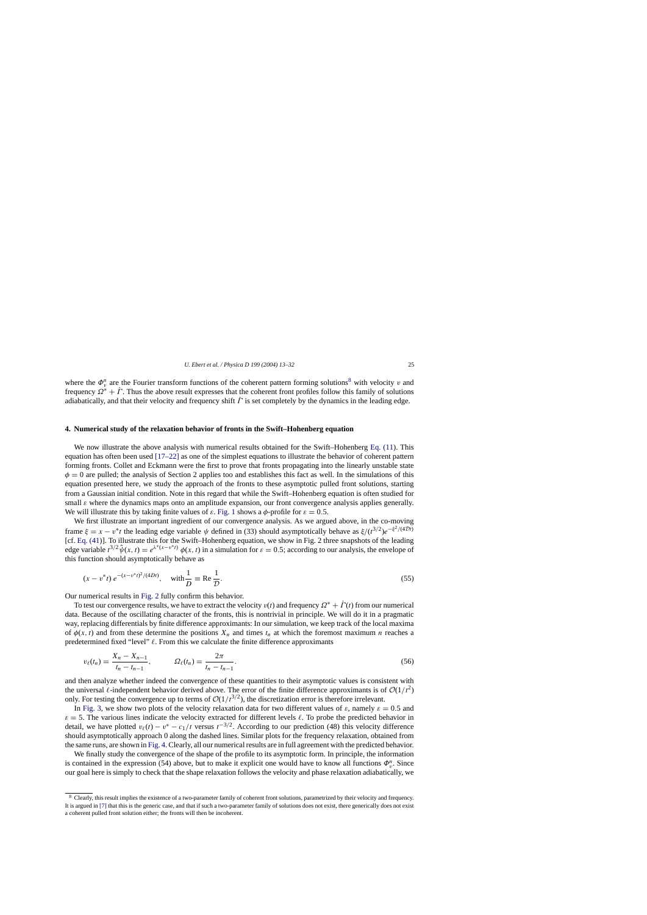where the $\Phi_v^n$ are the Fourier transform functions of the coherent pattern forming solutions[8] with velocity $v$ and frequency $\Omega^* + \dot{\Gamma}$. Thus the above result expresses that the coherent front profiles follow this family of solutions adiabatically, and that their velocity and frequency shift $\dot{\Gamma}$ is set completely by the dynamics in the leading edge.

## 4. Numerical study of the relaxation behavior of fronts in the Swift–Hohenberg equation

We now illustrate the above analysis with numerical results obtained for the Swift–Hohenberg Eq. (11). This equation has often been used [17–22] as one of the simplest equations to illustrate the behavior of coherent pattern forming fronts. Collet and Eckmann were the first to prove that fronts propagating into the linearly unstable state $\phi = 0$ are pulled; the analysis of Section 2 applies too and establishes this fact as well. In the simulations of this equation presented here, we study the approach of the fronts to these asymptotic pulled front solutions, starting from a Gaussian initial condition. Note in this regard that while the Swift–Hohenberg equation is often studied for small $\varepsilon$ where the dynamics maps onto an amplitude expansion, our front convergence analysis applies generally. We will illustrate this by taking finite values of $\varepsilon$. Fig. 1 shows a $\phi$-profile for $\varepsilon = 0.5$.

We first illustrate an important ingredient of our convergence analysis. As we argued above, in the co-moving frame $\xi = x - v^* t$ the leading edge variable $\psi$ defined in (33) should asymptotically behave as $\xi/(t^{3/2})e^{-\xi^2/(4\mathcal{D}t)}$ [cf. Eq. (41)]. To illustrate this for the Swift–Hohenberg equation, we show in Fig. 2 three snapshots of the leading edge variable $t^{3/2}\hat{\psi}(x,t) = e^{\lambda^*(x-v^*t)}\,\phi(x,t)$ in a simulation for $\varepsilon = 0.5$; according to our analysis, the envelope of this function should asymptotically behave as

$$(x - v^* t)\, e^{-(x-v^*t)^2/(4Dt)}, \quad \text{with} \, \frac{1}{D} \equiv \text{Re}\, \frac{1}{\mathcal{D}}. \tag{55}$$

Our numerical results in Fig. 2 fully confirm this behavior.

To test our convergence results, we have to extract the velocity $v(t)$ and frequency $\Omega^* + \dot{\Gamma}(t)$ from our numerical data. Because of the oscillating character of the fronts, this is nontrivial in principle. We will do it in a pragmatic way, replacing differentials by finite difference approximants: In our simulation, we keep track of the local maxima of $\phi(x,t)$ and from these determine the positions $X_n$ and times $t_n$ at which the foremost maximum $n$ reaches a predetermined fixed "level" $\ell$. From this we calculate the finite difference approximants

$$v_\ell(t_n) = \frac{X_n - X_{n-1}}{t_n - t_{n-1}}, \qquad \Omega_\ell(t_n) = \frac{2\pi}{t_n - t_{n-1}}. \tag{56}$$

and then analyze whether indeed the convergence of these quantities to their asymptotic values is consistent with the universal $\ell$-independent behavior derived above. The error of the finite difference approximants is of $\mathcal{O}(1/t^2)$ only. For testing the convergence up to terms of $\mathcal{O}(1/t^{3/2})$, the discretization error is therefore irrelevant.

In Fig. 3, we show two plots of the velocity relaxation data for two different values of $\varepsilon$, namely $\varepsilon = 0.5$ and $\varepsilon = 5$. The various lines indicate the velocity extracted for different levels $\ell$. To probe the predicted behavior in detail, we have plotted $v_\ell(t) - v^* - c_1/t$ versus $t^{-3/2}$. According to our prediction (48) this velocity difference should asymptotically approach 0 along the dashed lines. Similar plots for the frequency relaxation, obtained from the same runs, are shown in Fig. 4. Clearly, all our numerical results are in full agreement with the predicted behavior.

We finally study the convergence of the shape of the profile to its asymptotic form. In principle, the information is contained in the expression (54) above, but to make it explicit one would have to know all functions $\Phi_v^n$. Since our goal here is simply to check that the shape relaxation follows the velocity and phase relaxation adiabatically, we

[8] Clearly, this result implies the existence of a two-parameter family of coherent front solutions, parametrized by their velocity and frequency. It is argued in [7] that this is the generic case, and that if such a two-parameter family of solutions does not exist, there generically does not exist a coherent pulled front solution either; the fronts will then be incoherent.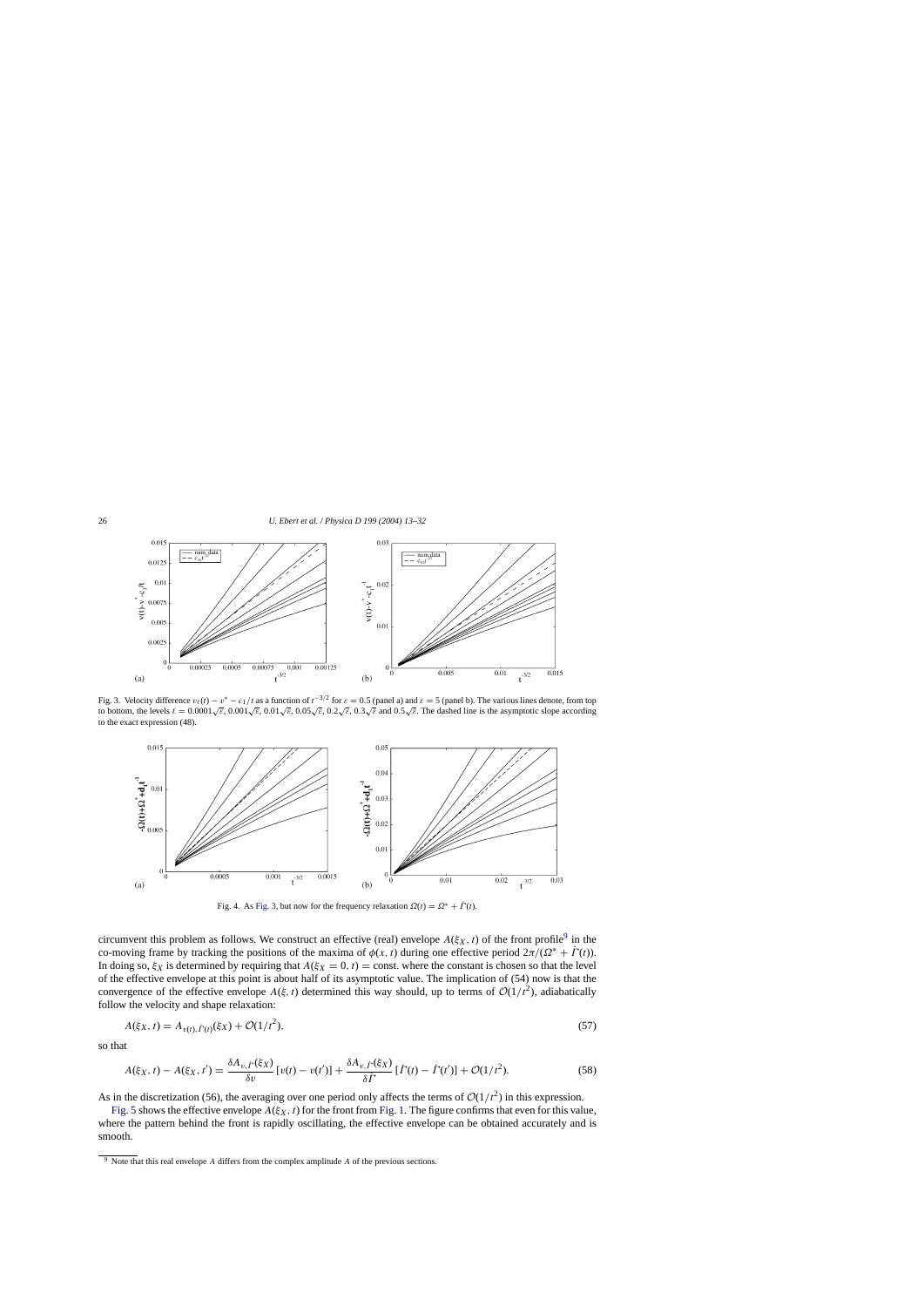Fig. 3. Velocity difference $v_\ell(t) - v^* - c_1/t$ as a function of $t^{-3/2}$ for $\varepsilon = 0.5$ (panel a) and $\varepsilon = 5$ (panel b). The various lines denote, from top to bottom, the levels $\ell = 0.0001\sqrt{\varepsilon}$, $0.001\sqrt{\varepsilon}$, $0.01\sqrt{\varepsilon}$, $0.05\sqrt{\varepsilon}$, $0.2\sqrt{\varepsilon}$, $0.3\sqrt{\varepsilon}$ and $0.5\sqrt{\varepsilon}$. The dashed line is the asymptotic slope according to the exact expression (48).

Fig. 4. As Fig. 3, but now for the frequency relaxation $\Omega(t) = \Omega^* + \dot{\Gamma}(t)$.

circumvent this problem as follows. We construct an effective (real) envelope $A(\xi_X, t)$ of the front profile[9] in the co-moving frame by tracking the positions of the maxima of $\phi(x, t)$ during one effective period $2\pi/(\Omega^* + \dot{\Gamma}(t))$. In doing so, $\xi_X$ is determined by requiring that $A(\xi_X = 0, t) =$ const. where the constant is chosen so that the level of the effective envelope at this point is about half of its asymptotic value. The implication of (54) now is that the convergence of the effective envelope $A(\xi, t)$ determined this way should, up to terms of $\mathcal{O}(1/t^2)$, adiabatically follow the velocity and shape relaxation:

$$A(\xi_X, t) = A_{v(t),\dot{\Gamma}(t)}(\xi_X) + \mathcal{O}(1/t^2), \tag{57}$$

so that

$$A(\xi_X, t) - A(\xi_X, t') = \frac{\delta A_{v,\dot{\Gamma}}(\xi_X)}{\delta v}\,[v(t) - v(t')] + \frac{\delta A_{v,\dot{\Gamma}}(\xi_X)}{\delta \dot{\Gamma}}\,[\dot{\Gamma}(t) - \dot{\Gamma}(t')] + \mathcal{O}(1/t^2). \tag{58}$$

As in the discretization (56), the averaging over one period only affects the terms of $\mathcal{O}(1/t^2)$ in this expression.

Fig. 5 shows the effective envelope $A(\xi_X, t)$ for the front from Fig. 1. The figure confirms that even for this value, where the pattern behind the front is rapidly oscillating, the effective envelope can be obtained accurately and is smooth.

[9] Note that this real envelope $A$ differs from the complex amplitude $A$ of the previous sections.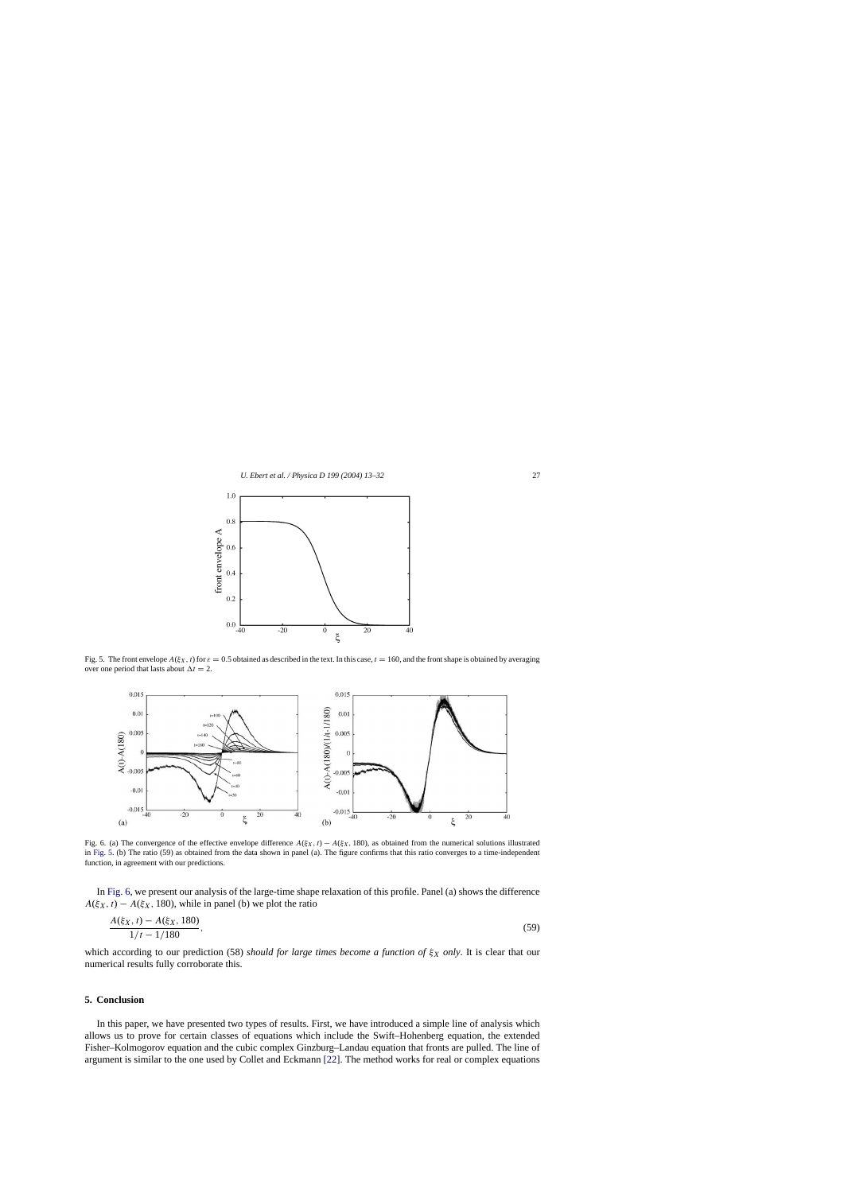Fig. 5. The front envelope $A(\xi_X, t)$ for $\varepsilon = 0.5$ obtained as described in the text. In this case, $t = 160$, and the front shape is obtained by averaging over one period that lasts about $\Delta t = 2$.

Fig. 6. (a) The convergence of the effective envelope difference $A(\xi_X, t) - A(\xi_X, 180)$, as obtained from the numerical solutions illustrated in Fig. 5. (b) The ratio (59) as obtained from the data shown in panel (a). The figure confirms that this ratio converges to a time-independent function, in agreement with our predictions.

In Fig. 6, we present our analysis of the large-time shape relaxation of this profile. Panel (a) shows the difference $A(\xi_X, t) - A(\xi_X, 180)$, while in panel (b) we plot the ratio

$$\frac{A(\xi_X, t) - A(\xi_X, 180)}{1/t - 1/180}, \tag{59}$$

which according to our prediction (58) *should for large times become a function of* $\xi_X$ *only*. It is clear that our numerical results fully corroborate this.

## 5. Conclusion

In this paper, we have presented two types of results. First, we have introduced a simple line of analysis which allows us to prove for certain classes of equations which include the Swift–Hohenberg equation, the extended Fisher–Kolmogorov equation and the cubic complex Ginzburg–Landau equation that fronts are pulled. The line of argument is similar to the one used by Collet and Eckmann [22]. The method works for real or complex equations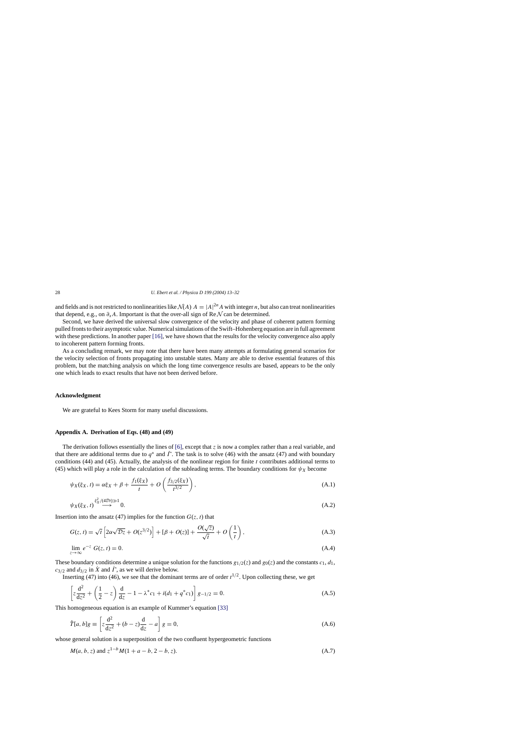and fields and is not restricted to nonlinearities like $\mathcal{N}(A)\ A = |A|^{2n}A$ with integer $n$, but also can treat nonlinearities that depend, e.g., on $\partial_t A$. Important is that the over-all sign of $\mathrm{Re}\,\mathcal{N}$ can be determined.

Second, we have derived the universal slow convergence of the velocity and phase of coherent pattern forming pulled fronts to their asymptotic value. Numerical simulations of the Swift–Hohenberg equation are in full agreement with these predictions. In another paper [16], we have shown that the results for the velocity convergence also apply to incoherent pattern forming fronts.

As a concluding remark, we may note that there have been many attempts at formulating general scenarios for the velocity selection of fronts propagating into unstable states. Many are able to derive essential features of this problem, but the matching analysis on which the long time convergence results are based, appears to be the only one which leads to exact results that have not been derived before.

## Acknowledgment

We are grateful to Kees Storm for many useful discussions.

## Appendix A. Derivation of Eqs. (48) and (49)

The derivation follows essentially the lines of [6], except that $z$ is now a complex rather than a real variable, and that there are additional terms due to $q^*$ and $\dot{\Gamma}$. The task is to solve (46) with the ansatz (47) and with boundary conditions (44) and (45). Actually, the analysis of the nonlinear region for finite $t$ contributes additional terms to (45) which will play a role in the calculation of the subleading terms. The boundary conditions for $\psi_X$ become

$$\psi_X(\xi_X, t) = \alpha\xi_X + \beta + \frac{f_1(\xi_X)}{t} + O\left(\frac{f_{3/2}(\xi_X)}{t^{3/2}}\right), \tag{A.1}$$

$$\psi_X(\xi_X, t) \overset{\xi_X^2/(4\mathcal{D}t)\gg 1}{\longrightarrow} 0. \tag{A.2}$$

Insertion into the ansatz (47) implies for the function $G(z, t)$ that

$$G(z, t) = \sqrt{t}\left[2\alpha\sqrt{\mathcal{D}z} + O(z^{3/2})\right] + [\beta + O(z)] + \frac{O(\sqrt{z})}{\sqrt{t}} + O\left(\frac{1}{t}\right), \tag{A.3}$$

$$\lim_{z\to\infty} e^{-z}\ G(z, t) = 0. \tag{A.4}$$

These boundary conditions determine a unique solution for the functions $g_{1/2}(z)$ and $g_0(z)$ and the constants $c_1$, $d_1$, $c_{3/2}$ and $d_{3/2}$ in $\dot{X}$ and $\dot{\Gamma}$, as we will derive below.

Inserting (47) into (46), we see that the dominant terms are of order $t^{1/2}$. Upon collecting these, we get

$$\left[z\frac{\mathrm{d}^2}{\mathrm{d}z^2} + \left(\frac{1}{2} - z\right)\frac{\mathrm{d}}{\mathrm{d}z} - 1 - \lambda^* c_1 + i(d_1 + q^* c_1)\right] g_{-1/2} = 0. \tag{A.5}$$

This homogeneous equation is an example of Kummer's equation [33]

$$\hat{T}[a, b]g \equiv \left[z\frac{\mathrm{d}^2}{\mathrm{d}z^2} + (b - z)\frac{\mathrm{d}}{\mathrm{d}z} - a\right] g = 0, \tag{A.6}$$

whose general solution is a superposition of the two confluent hypergeometric functions

$$M(a, b, z) \text{ and } z^{1-b}M(1 + a - b, 2 - b, z). \tag{A.7}$$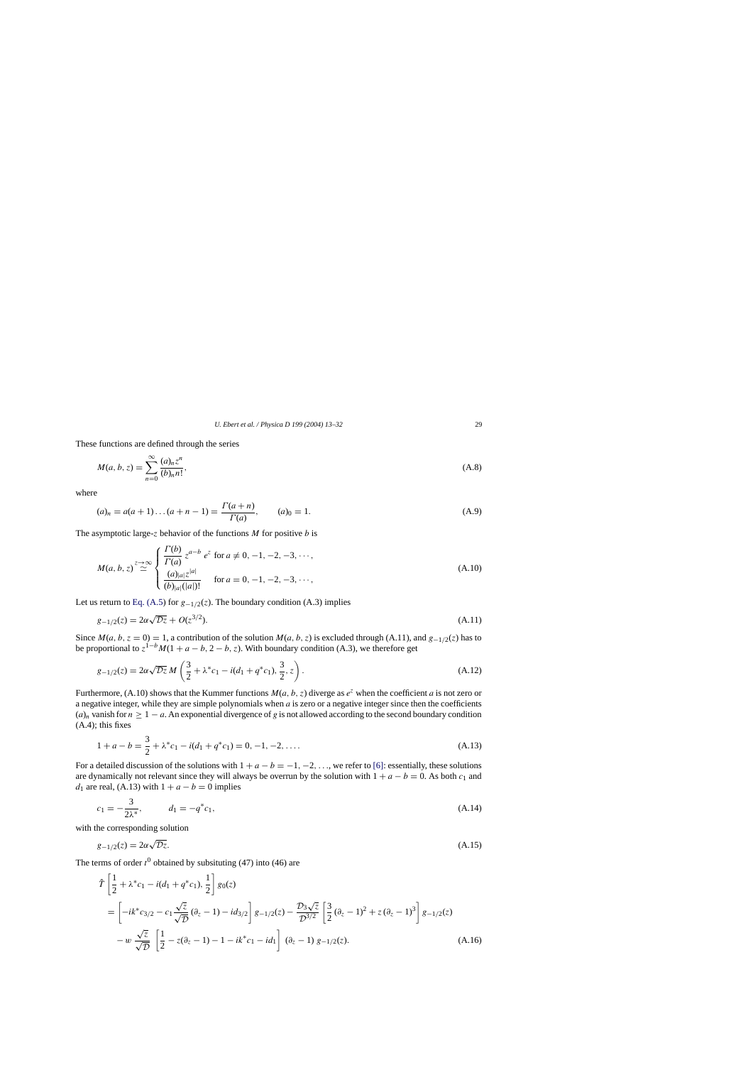These functions are defined through the series

$$M(a,b,z)=\sum_{n=0}^{\infty}\frac{(a)_n z^n}{(b)_n n!}, \tag{A.8}$$

where

$$(a)_n=a(a+1)\dots(a+n-1)=\frac{\Gamma(a+n)}{\Gamma(a)}, \qquad (a)_0=1. \tag{A.9}$$

The asymptotic large-$z$ behavior of the functions $M$ for positive $b$ is

$$M(a,b,z)\overset{z\to\infty}{\simeq}\begin{cases}\dfrac{\Gamma(b)}{\Gamma(a)}\,z^{a-b}\,e^z & \text{for } a\neq 0,-1,-2,-3,\cdots,\\[2ex] \dfrac{(a)_{|a|}z^{|a|}}{(b)_{|a|}(|a|)!} & \text{for } a=0,-1,-2,-3,\cdots,\end{cases} \tag{A.10}$$

Let us return to Eq. (A.5) for $g_{-1/2}(z)$. The boundary condition (A.3) implies

$$g_{-1/2}(z)=2\alpha\sqrt{\mathcal{D}z}+O(z^{3/2}). \tag{A.11}$$

Since $M(a,b,z=0)=1$, a contribution of the solution $M(a,b,z)$ is excluded through (A.11), and $g_{-1/2}(z)$ has to be proportional to $z^{1-b}M(1+a-b,2-b,z)$. With boundary condition (A.3), we therefore get

$$g_{-1/2}(z)=2\alpha\sqrt{\mathcal{D}z}\,M\left(\frac{3}{2}+\lambda^*c_1-i(d_1+q^*c_1),\frac{3}{2},z\right). \tag{A.12}$$

Furthermore, (A.10) shows that the Kummer functions $M(a,b,z)$ diverge as $e^z$ when the coefficient $a$ is not zero or a negative integer, while they are simple polynomials when $a$ is zero or a negative integer since then the coefficients $(a)_n$ vanish for $n\geq 1-a$. An exponential divergence of $g$ is not allowed according to the second boundary condition (A.4); this fixes

$$1+a-b=\frac{3}{2}+\lambda^*c_1-i(d_1+q^*c_1)=0,-1,-2,\dots. \tag{A.13}$$

For a detailed discussion of the solutions with $1+a-b=-1,-2,\dots$, we refer to [6]: essentially, these solutions are dynamically not relevant since they will always be overrun by the solution with $1+a-b=0$. As both $c_1$ and $d_1$ are real, (A.13) with $1+a-b=0$ implies

$$c_1=-\frac{3}{2\lambda^*}, \qquad d_1=-q^*c_1, \tag{A.14}$$

with the corresponding solution

$$g_{-1/2}(z)=2\alpha\sqrt{\mathcal{D}z}. \tag{A.15}$$

The terms of order $t^0$ obtained by subsituting (47) into (46) are

$$\begin{aligned}&\hat{T}\left[\frac{1}{2}+\lambda^*c_1-i(d_1+q^*c_1),\frac{1}{2}\right]g_0(z)\\&=\left[-ik^*c_{3/2}-c_1\frac{\sqrt{z}}{\sqrt{\mathcal{D}}}(\partial_z-1)-id_{3/2}\right]g_{-1/2}(z)-\frac{\mathcal{D}_3\sqrt{z}}{\mathcal{D}^{3/2}}\left[\frac{3}{2}(\partial_z-1)^2+z\,(\partial_z-1)^3\right]g_{-1/2}(z)\\&\quad-w\,\frac{\sqrt{z}}{\sqrt{\mathcal{D}}}\left[\frac{1}{2}-z(\partial_z-1)-1-ik^*c_1-id_1\right](\partial_z-1)\,g_{-1/2}(z).\end{aligned} \tag{A.16}$$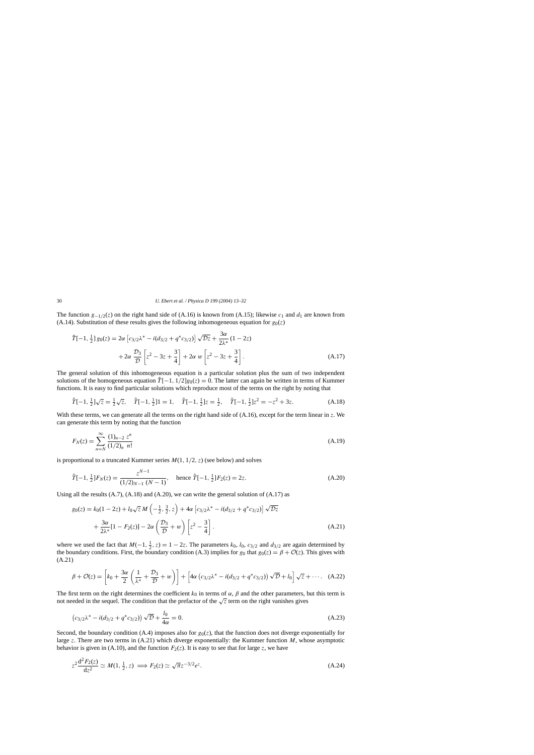The function $g_{-1/2}(z)$ on the right hand side of (A.16) is known from (A.15); likewise $c_1$ and $d_1$ are known from (A.14). Substitution of these results gives the following inhomogeneous equation for $g_0(z)$

$$\hat{T}[-1, \tfrac{1}{2}]\, g_0(z) = 2\alpha \left[c_{3/2}\lambda^* - i(d_{3/2} + q^* c_{3/2})\right] \sqrt{\mathcal{D}z} + \frac{3\alpha}{2\lambda^*}(1-2z) + 2\alpha\, \frac{\mathcal{D}_3}{\mathcal{D}} \left[z^2 - 3z + \frac{3}{4}\right] + 2\alpha\, w \left[z^2 - 3z + \frac{3}{4}\right]. \tag{A.17}$$

The general solution of this inhomogeneous equation is a particular solution plus the sum of two independent solutions of the homogeneous equation $\hat{T}[-1, 1/2]g_0(z) = 0$. The latter can again be written in terms of Kummer functions. It is easy to find particular solutions which reproduce most of the terms on the right by noting that

$$\hat{T}[-1, \tfrac{1}{2}]\sqrt{z} = \tfrac{1}{2}\sqrt{z}, \quad \hat{T}[-1, \tfrac{1}{2}]1 = 1, \quad \hat{T}[-1, \tfrac{1}{2}]z = \tfrac{1}{2}, \quad \hat{T}[-1, \tfrac{1}{2}]z^2 = -z^2 + 3z. \tag{A.18}$$

With these terms, we can generate all the terms on the right hand side of (A.16), except for the term linear in $z$. We can generate this term by noting that the function

$$F_N(z) = \sum_{n=N}^{\infty} \frac{(1)_{n-2}\; z^n}{(1/2)_n\;\; n!} \tag{A.19}$$

is proportional to a truncated Kummer series $M(1, 1/2, z)$ (see below) and solves

$$\hat{T}[-1, \tfrac{1}{2}]F_N(z) = \frac{z^{N-1}}{(1/2)_{N-1}\,(N-1)}, \quad \text{hence } \hat{T}[-1, \tfrac{1}{2}]F_2(z) = 2z. \tag{A.20}$$

Using all the results (A.7), (A.18) and (A.20), we can write the general solution of (A.17) as

$$g_0(z) = k_0(1-2z) + l_0\sqrt{z}\, M\left(-\tfrac{1}{2}, \tfrac{3}{2}, z\right) + 4\alpha \left[c_{3/2}\lambda^* - i(d_{3/2} + q^* c_{3/2})\right] \sqrt{\mathcal{D}z} + \frac{3\alpha}{2\lambda^*}[1 - F_2(z)] - 2\alpha \left(\frac{\mathcal{D}_3}{\mathcal{D}} + w\right) \left[z^2 - \frac{3}{4}\right]. \tag{A.21}$$

where we used the fact that $M(-1, \frac{1}{2}, z) = 1 - 2z$. The parameters $k_0$, $l_0$, $c_{3/2}$ and $d_{3/2}$ are again determined by the boundary conditions. First, the boundary condition (A.3) implies for $g_0$ that $g_0(z) = \beta + \mathcal{O}(z)$. This gives with (A.21)

$$\beta + \mathcal{O}(z) = \left[k_0 + \frac{3\alpha}{2}\left(\frac{1}{\lambda^*} + \frac{\mathcal{D}_3}{\mathcal{D}} + w\right)\right] + \left[4\alpha\left(c_{3/2}\lambda^* - i(d_{3/2} + q^* c_{3/2})\right)\sqrt{\mathcal{D}} + l_0\right]\sqrt{z} + \cdots. \tag{A.22}$$

The first term on the right determines the coefficient $k_0$ in terms of $\alpha$, $\beta$ and the other parameters, but this term is not needed in the sequel. The condition that the prefactor of the $\sqrt{z}$ term on the right vanishes gives

$$\left(c_{3/2}\lambda^* - i(d_{3/2} + q^* c_{3/2})\right)\sqrt{\mathcal{D}} + \frac{l_0}{4\alpha} = 0. \tag{A.23}$$

Second, the boundary condition (A.4) imposes also for $g_0(z)$, that the function does not diverge exponentially for large $z$. There are two terms in (A.21) which diverge exponentially: the Kummer function $M$, whose asymptotic behavior is given in (A.10), and the function $F_2(z)$. It is easy to see that for large $z$, we have

$$z^2 \frac{\mathrm{d}^2 F_2(z)}{\mathrm{d}z^2} \simeq M(1, \tfrac{1}{2}, z) \implies F_2(z) \simeq \sqrt{\pi} z^{-3/2} e^z. \tag{A.24}$$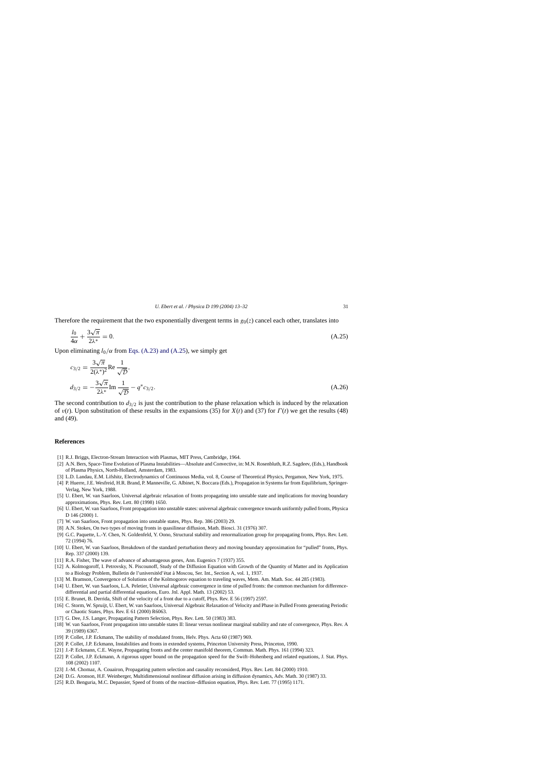Therefore the requirement that the two exponentially divergent terms in $g_0(z)$ cancel each other, translates into

$$\frac{l_0}{4\alpha} + \frac{3\sqrt{\pi}}{2\lambda^*} = 0. \tag{A.25}$$

Upon eliminating $l_0/\alpha$ from Eqs. (A.23) and (A.25), we simply get

$$c_{3/2} = \frac{3\sqrt{\pi}}{2(\lambda^*)^2}\mathrm{Re}\,\frac{1}{\sqrt{\mathcal{D}}},$$

$$d_{3/2} = -\frac{3\sqrt{\pi}}{2\lambda^*}\mathrm{Im}\,\frac{1}{\sqrt{\mathcal{D}}} - q^* c_{3/2}. \tag{A.26}$$

The second contribution to $d_{3/2}$ is just the contribution to the phase relaxation which is induced by the relaxation of $v(t)$. Upon substitution of these results in the expansions (35) for $X(t)$ and (37) for $\Gamma(t)$ we get the results (48) and (49).

## References

[1] R.J. Briggs, Electron-Stream Interaction with Plasmas, MIT Press, Cambridge, 1964.

[2] A.N. Bers, Space-Time Evolution of Plasma Instabilities—Absolute and Convective, in: M.N. Rosenbluth, R.Z. Sagdeev, (Eds.), Handbook of Plasma Physics, North-Holland, Amsterdam, 1983.

[3] L.D. Landau, E.M. Lifshitz, Electrodynamics of Continuous Media, vol. 8, Course of Theoretical Physics, Pergamon, New York, 1975.

[4] P. Huerre, J.E. Wesfreid, H.R. Brand, P. Manneville, G. Albinet, N. Boccara (Eds.), Propagation in Systems far from Equilibrium, Springer-Verlag, New York, 1988.

[5] U. Ebert, W. van Saarloos, Universal algebraic relaxation of fronts propagating into unstable state and implications for moving boundary approximations, Phys. Rev. Lett. 80 (1998) 1650.

[6] U. Ebert, W. van Saarloos, Front propagation into unstable states: universal algebraic convergence towards uniformly pulled fronts, Physica D 146 (2000) 1.

[7] W. van Saarloos, Front propagation into unstable states, Phys. Rep. 386 (2003) 29.

[8] A.N. Stokes, On two types of moving fronts in quasilinear diffusion, Math. Biosci. 31 (1976) 307.

[9] G.C. Paquette, L.-Y. Chen, N. Goldenfeld, Y. Oono, Structural stability and renormalization group for propagating fronts, Phys. Rev. Lett. 72 (1994) 76.

[10] U. Ebert, W. van Saarloos, Breakdown of the standard perturbation theory and moving boundary approximation for "pulled" fronts, Phys. Rep. 337 (2000) 139.

[11] R.A. Fisher, The wave of advance of advantageous genes, Ann. Eugenics 7 (1937) 355.

[12] A. Kolmogoroff, I. Petrovsky, N. Piscounoff, Study of the Diffusion Equation with Growth of the Quantity of Matter and its Application to a Biology Problem, Bulletin de l'universitéd'état à Moscou, Ser. Int., Section A, vol. 1, 1937.

[13] M. Bramson, Convergence of Solutions of the Kolmogorov equation to traveling waves, Mem. Am. Math. Soc. 44 285 (1983).

[14] U. Ebert, W. van Saarloos, L.A. Peletier, Universal algebraic convergence in time of pulled fronts: the common mechanism for difference-differential and partial differential equations, Euro. Jnl. Appl. Math. 13 (2002) 53.

[15] E. Brunet, B. Derrida, Shift of the velocity of a front due to a cutoff, Phys. Rev. E 56 (1997) 2597.

[16] C. Storm, W. Spruijt, U. Ebert, W. van Saarloos, Universal Algebraic Relaxation of Velocity and Phase in Pulled Fronts generating Periodic or Chaotic States, Phys. Rev. E 61 (2000) R6063.

[17] G. Dee, J.S. Langer, Propagating Pattern Selection, Phys. Rev. Lett. 50 (1983) 383.

[18] W. van Saarloos, Front propagation into unstable states II: linear versus nonlinear marginal stability and rate of convergence, Phys. Rev. A 39 (1989) 6367.

[19] P. Collet, J.P. Eckmann, The stability of modulated fronts, Helv. Phys. Acta 60 (1987) 969.

[20] P. Collet, J.P. Eckmann, Instabilities and fronts in extended systems, Princeton University Press, Princeton, 1990.

[21] J.-P. Eckmann, C.E. Wayne, Propagating fronts and the center manifold theorem, Commun. Math. Phys. 161 (1994) 323.

[22] P. Collet, J.P. Eckmann, A rigorous upper bound on the propagation speed for the Swift–Hohenberg and related equations, J. Stat. Phys. 108 (2002) 1107.

[23] J.-M. Chomaz, A. Couairon, Propagating pattern selection and causality reconsiderd, Phys. Rev. Lett. 84 (2000) 1910.

[24] D.G. Aronson, H.F. Weinberger, Multidimensional nonlinear diffusion arising in diffusion dynamics, Adv. Math. 30 (1987) 33.

[25] R.D. Benguria, M.C. Depassier, Speed of fronts of the reaction–diffusion equation, Phys. Rev. Lett. 77 (1995) 1171.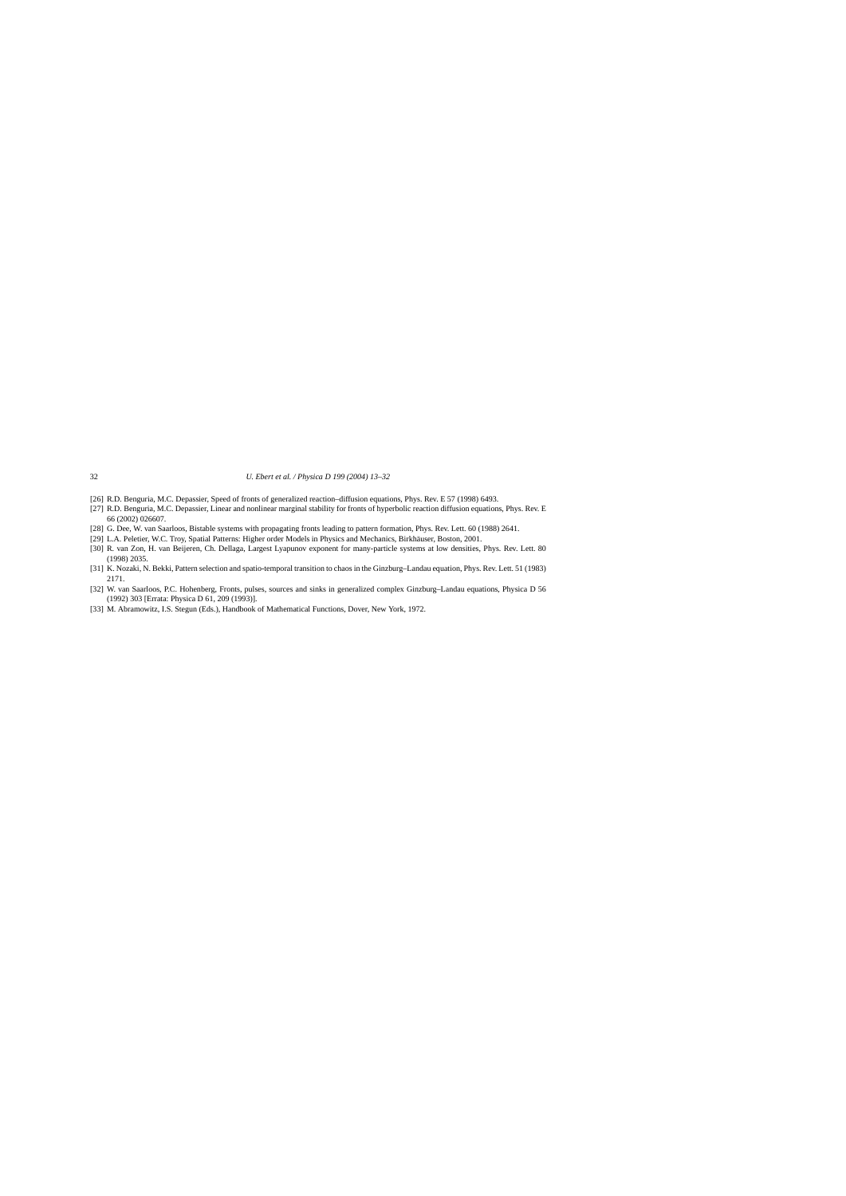[26] R.D. Benguria, M.C. Depassier, Speed of fronts of generalized reaction–diffusion equations, Phys. Rev. E 57 (1998) 6493.

[27] R.D. Benguria, M.C. Depassier, Linear and nonlinear marginal stability for fronts of hyperbolic reaction diffusion equations, Phys. Rev. E 66 (2002) 026607.

[28] G. Dee, W. van Saarloos, Bistable systems with propagating fronts leading to pattern formation, Phys. Rev. Lett. 60 (1988) 2641.

[29] L.A. Peletier, W.C. Troy, Spatial Patterns: Higher order Models in Physics and Mechanics, Birkhäuser, Boston, 2001.

[30] R. van Zon, H. van Beijeren, Ch. Dellaga, Largest Lyapunov exponent for many-particle systems at low densities, Phys. Rev. Lett. 80 (1998) 2035.

[31] K. Nozaki, N. Bekki, Pattern selection and spatio-temporal transition to chaos in the Ginzburg–Landau equation, Phys. Rev. Lett. 51 (1983) 2171.

[32] W. van Saarloos, P.C. Hohenberg, Fronts, pulses, sources and sinks in generalized complex Ginzburg–Landau equations, Physica D 56 (1992) 303 [Errata: Physica D 61, 209 (1993)].

[33] M. Abramowitz, I.S. Stegun (Eds.), Handbook of Mathematical Functions, Dover, New York, 1972.